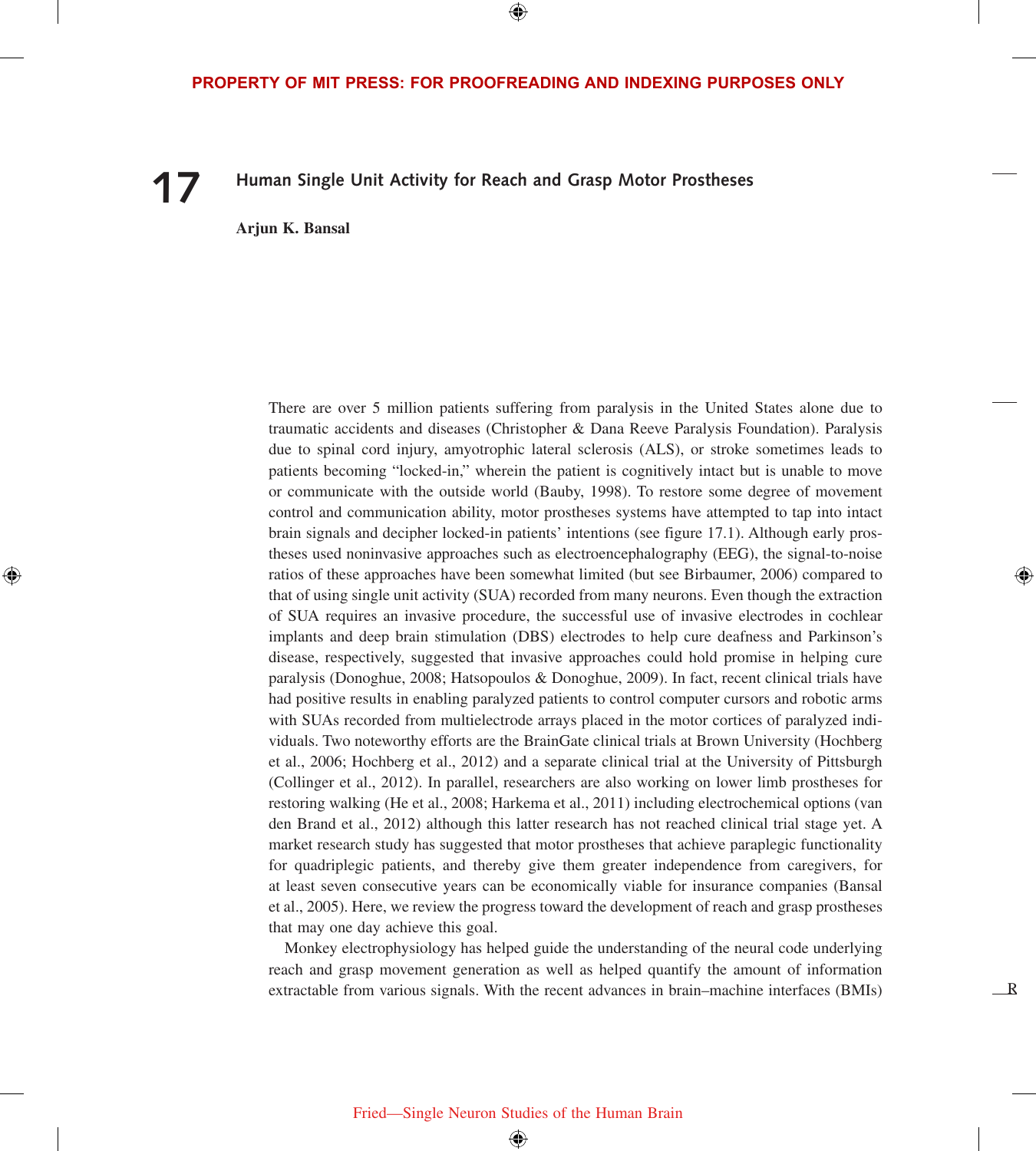# 17 Human Single Unit Activity for Reach and Grasp Motor Prostheses

**Arjun K. Bansal**

There are over 5 million patients suffering from paralysis in the United States alone due to traumatic accidents and diseases (Christopher & Dana Reeve Paralysis Foundation). Paralysis due to spinal cord injury, amyotrophic lateral sclerosis (ALS), or stroke sometimes leads to patients becoming "locked-in," wherein the patient is cognitively intact but is unable to move or communicate with the outside world (Bauby, 1998). To restore some degree of movement control and communication ability, motor prostheses systems have attempted to tap into intact brain signals and decipher locked-in patients' intentions (see figure 17.1). Although early prostheses used noninvasive approaches such as electroencephalography (EEG), the signal-to-noise ratios of these approaches have been somewhat limited (but see Birbaumer, 2006) compared to that of using single unit activity (SUA) recorded from many neurons. Even though the extraction of SUA requires an invasive procedure, the successful use of invasive electrodes in cochlear implants and deep brain stimulation (DBS) electrodes to help cure deafness and Parkinson's disease, respectively, suggested that invasive approaches could hold promise in helping cure paralysis (Donoghue, 2008; Hatsopoulos & Donoghue, 2009). In fact, recent clinical trials have had positive results in enabling paralyzed patients to control computer cursors and robotic arms with SUAs recorded from multielectrode arrays placed in the motor cortices of paralyzed individuals. Two noteworthy efforts are the BrainGate clinical trials at Brown University (Hochberg et al., 2006; Hochberg et al., 2012) and a separate clinical trial at the University of Pittsburgh (Collinger et al., 2012). In parallel, researchers are also working on lower limb prostheses for restoring walking (He et al., 2008; Harkema et al., 2011) including electrochemical options (van den Brand et al., 2012) although this latter research has not reached clinical trial stage yet. A market research study has suggested that motor prostheses that achieve paraplegic functionality for quadriplegic patients, and thereby give them greater independence from caregivers, for at least seven consecutive years can be economically viable for insurance companies (Bansal et al., 2005). Here, we review the progress toward the development of reach and grasp prostheses that may one day achieve this goal.

Monkey electrophysiology has helped guide the understanding of the neural code underlying reach and grasp movement generation as well as helped quantify the amount of information extractable from various signals. With the recent advances in brain–machine interfaces (BMIs)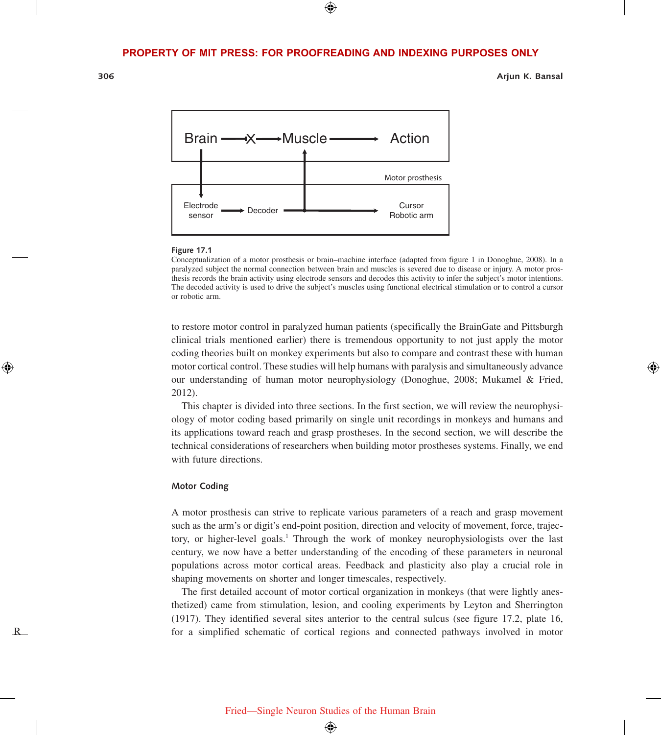Figure 17.1
Conceptualization of a motor prosthesis or brain–machine interface (adapted from figure 1 in Donoghue, 2008). In a paralyzed subject the normal connection between brain and muscles is severed due to disease or injury. A motor prosthesis records the brain activity using electrode sensors and decodes this activity to infer the subject's motor intentions. The decoded activity is used to drive the subject's muscles using functional electrical stimulation or to control a cursor or robotic arm.

to restore motor control in paralyzed human patients (specifically the BrainGate and Pittsburgh clinical trials mentioned earlier) there is tremendous opportunity to not just apply the motor coding theories built on monkey experiments but also to compare and contrast these with human motor cortical control. These studies will help humans with paralysis and simultaneously advance our understanding of human motor neurophysiology (Donoghue, 2008; Mukamel & Fried, 2012).

This chapter is divided into three sections. In the first section, we will review the neurophysiology of motor coding based primarily on single unit recordings in monkeys and humans and its applications toward reach and grasp prostheses. In the second section, we will describe the technical considerations of researchers when building motor prostheses systems. Finally, we end with future directions.

## Motor Coding

A motor prosthesis can strive to replicate various parameters of a reach and grasp movement such as the arm's or digit's end-point position, direction and velocity of movement, force, trajectory, or higher-level goals.[1] Through the work of monkey neurophysiologists over the last century, we now have a better understanding of the encoding of these parameters in neuronal populations across motor cortical areas. Feedback and plasticity also play a crucial role in shaping movements on shorter and longer timescales, respectively.

The first detailed account of motor cortical organization in monkeys (that were lightly anesthetized) came from stimulation, lesion, and cooling experiments by Leyton and Sherrington (1917). They identified several sites anterior to the central sulcus (see figure 17.2, plate 16, for a simplified schematic of cortical regions and connected pathways involved in motor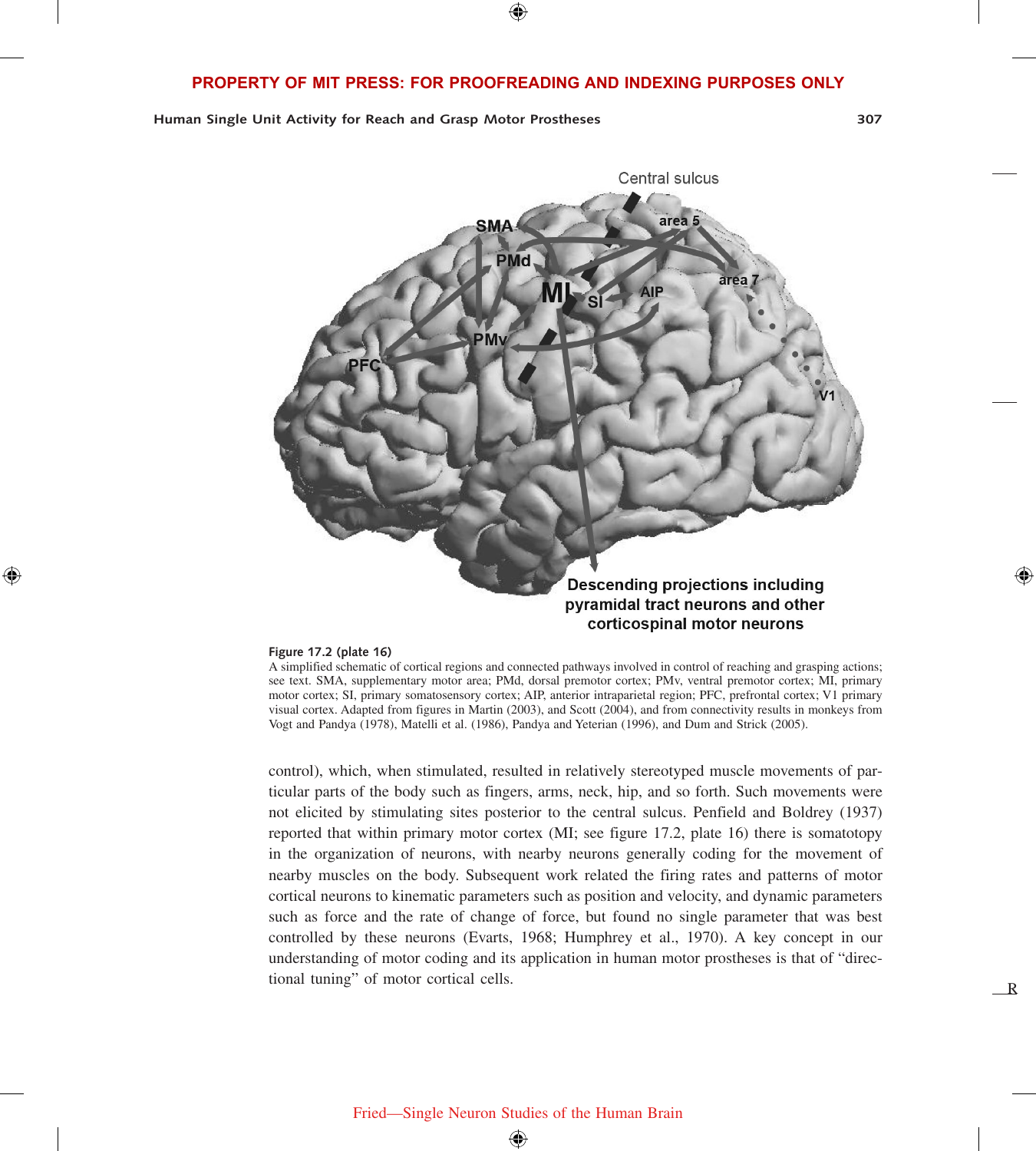**Figure 17.2 (plate 16)**

A simplified schematic of cortical regions and connected pathways involved in control of reaching and grasping actions; see text. SMA, supplementary motor area; PMd, dorsal premotor cortex; PMv, ventral premotor cortex; MI, primary motor cortex; SI, primary somatosensory cortex; AIP, anterior intraparietal region; PFC, prefrontal cortex; V1 primary visual cortex. Adapted from figures in Martin (2003), and Scott (2004), and from connectivity results in monkeys from Vogt and Pandya (1978), Matelli et al. (1986), Pandya and Yeterian (1996), and Dum and Strick (2005).

control), which, when stimulated, resulted in relatively stereotyped muscle movements of particular parts of the body such as fingers, arms, neck, hip, and so forth. Such movements were not elicited by stimulating sites posterior to the central sulcus. Penfield and Boldrey (1937) reported that within primary motor cortex (MI; see figure 17.2, plate 16) there is somatotopy in the organization of neurons, with nearby neurons generally coding for the movement of nearby muscles on the body. Subsequent work related the firing rates and patterns of motor cortical neurons to kinematic parameters such as position and velocity, and dynamic parameters such as force and the rate of change of force, but found no single parameter that was best controlled by these neurons (Evarts, 1968; Humphrey et al., 1970). A key concept in our understanding of motor coding and its application in human motor prostheses is that of "directional tuning" of motor cortical cells.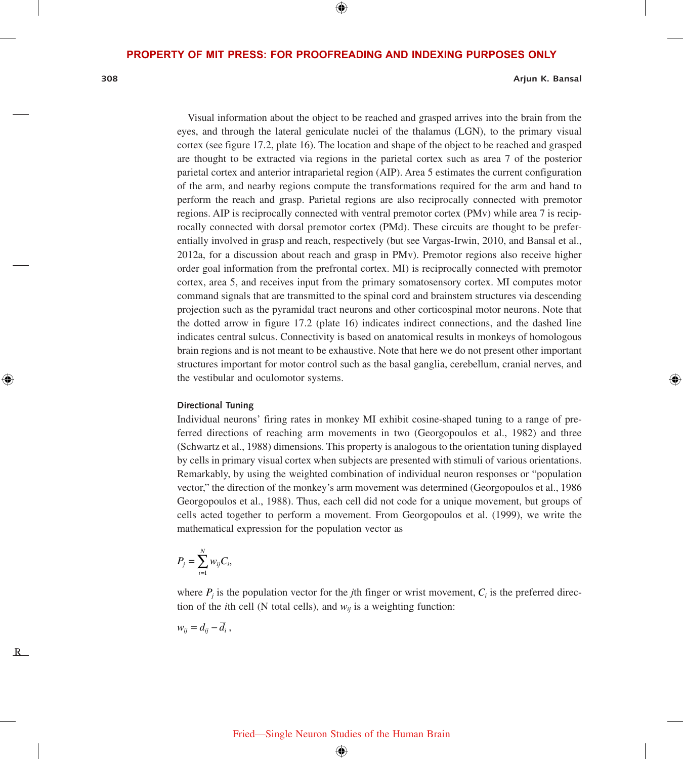Visual information about the object to be reached and grasped arrives into the brain from the eyes, and through the lateral geniculate nuclei of the thalamus (LGN), to the primary visual cortex (see figure 17.2, plate 16). The location and shape of the object to be reached and grasped are thought to be extracted via regions in the parietal cortex such as area 7 of the posterior parietal cortex and anterior intraparietal region (AIP). Area 5 estimates the current configuration of the arm, and nearby regions compute the transformations required for the arm and hand to perform the reach and grasp. Parietal regions are also reciprocally connected with premotor regions. AIP is reciprocally connected with ventral premotor cortex (PMv) while area 7 is reciprocally connected with dorsal premotor cortex (PMd). These circuits are thought to be preferentially involved in grasp and reach, respectively (but see Vargas-Irwin, 2010, and Bansal et al., 2012a, for a discussion about reach and grasp in PMv). Premotor regions also receive higher order goal information from the prefrontal cortex. MI) is reciprocally connected with premotor cortex, area 5, and receives input from the primary somatosensory cortex. MI computes motor command signals that are transmitted to the spinal cord and brainstem structures via descending projection such as the pyramidal tract neurons and other corticospinal motor neurons. Note that the dotted arrow in figure 17.2 (plate 16) indicates indirect connections, and the dashed line indicates central sulcus. Connectivity is based on anatomical results in monkeys of homologous brain regions and is not meant to be exhaustive. Note that here we do not present other important structures important for motor control such as the basal ganglia, cerebellum, cranial nerves, and the vestibular and oculomotor systems.

### Directional Tuning

Individual neurons' firing rates in monkey MI exhibit cosine-shaped tuning to a range of preferred directions of reaching arm movements in two (Georgopoulos et al., 1982) and three (Schwartz et al., 1988) dimensions. This property is analogous to the orientation tuning displayed by cells in primary visual cortex when subjects are presented with stimuli of various orientations. Remarkably, by using the weighted combination of individual neuron responses or "population vector," the direction of the monkey's arm movement was determined (Georgopoulos et al., 1986 Georgopoulos et al., 1988). Thus, each cell did not code for a unique movement, but groups of cells acted together to perform a movement. From Georgopoulos et al. (1999), we write the mathematical expression for the population vector as

$$P_j = \sum_{i=1}^{N} w_{ij} C_i,$$

where $P_j$ is the population vector for the $j$th finger or wrist movement, $C_i$ is the preferred direction of the $i$th cell (N total cells), and $w_{ij}$ is a weighting function:

$$w_{ij} = d_{ij} - \bar{d}_i ,$$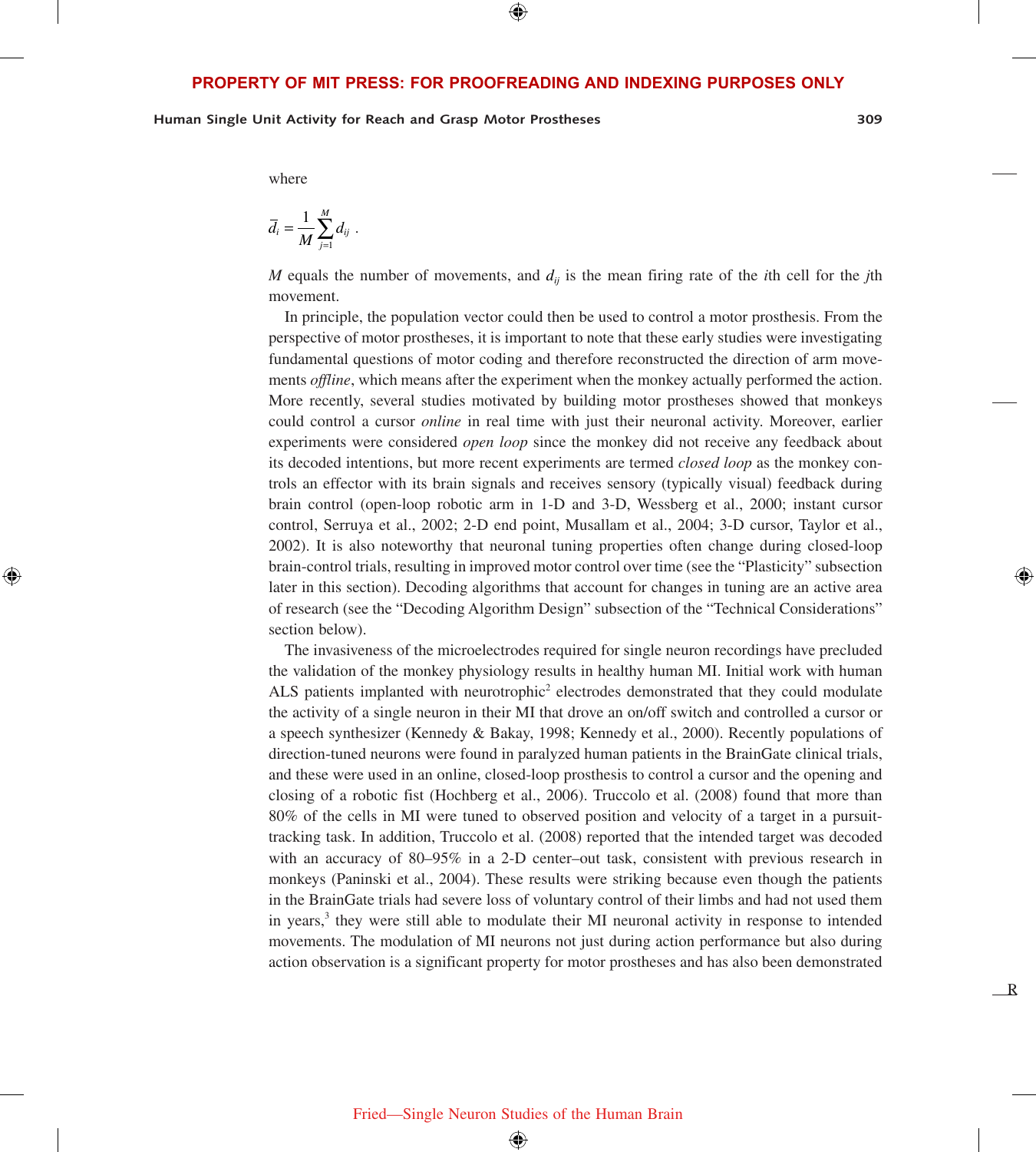where

$$\bar{d}_i = \frac{1}{M}\sum_{j=1}^{M} d_{ij} .$$

$M$ equals the number of movements, and $d_{ij}$ is the mean firing rate of the $i$th cell for the $j$th movement.

In principle, the population vector could then be used to control a motor prosthesis. From the perspective of motor prostheses, it is important to note that these early studies were investigating fundamental questions of motor coding and therefore reconstructed the direction of arm movements *offline*, which means after the experiment when the monkey actually performed the action. More recently, several studies motivated by building motor prostheses showed that monkeys could control a cursor *online* in real time with just their neuronal activity. Moreover, earlier experiments were considered *open loop* since the monkey did not receive any feedback about its decoded intentions, but more recent experiments are termed *closed loop* as the monkey controls an effector with its brain signals and receives sensory (typically visual) feedback during brain control (open-loop robotic arm in 1-D and 3-D, Wessberg et al., 2000; instant cursor control, Serruya et al., 2002; 2-D end point, Musallam et al., 2004; 3-D cursor, Taylor et al., 2002). It is also noteworthy that neuronal tuning properties often change during closed-loop brain-control trials, resulting in improved motor control over time (see the "Plasticity" subsection later in this section). Decoding algorithms that account for changes in tuning are an active area of research (see the "Decoding Algorithm Design" subsection of the "Technical Considerations" section below).

The invasiveness of the microelectrodes required for single neuron recordings have precluded the validation of the monkey physiology results in healthy human MI. Initial work with human ALS patients implanted with neurotrophic[2] electrodes demonstrated that they could modulate the activity of a single neuron in their MI that drove an on/off switch and controlled a cursor or a speech synthesizer (Kennedy & Bakay, 1998; Kennedy et al., 2000). Recently populations of direction-tuned neurons were found in paralyzed human patients in the BrainGate clinical trials, and these were used in an online, closed-loop prosthesis to control a cursor and the opening and closing of a robotic fist (Hochberg et al., 2006). Truccolo et al. (2008) found that more than 80% of the cells in MI were tuned to observed position and velocity of a target in a pursuit-tracking task. In addition, Truccolo et al. (2008) reported that the intended target was decoded with an accuracy of 80–95% in a 2-D center–out task, consistent with previous research in monkeys (Paninski et al., 2004). These results were striking because even though the patients in the BrainGate trials had severe loss of voluntary control of their limbs and had not used them in years,[3] they were still able to modulate their MI neuronal activity in response to intended movements. The modulation of MI neurons not just during action performance but also during action observation is a significant property for motor prostheses and has also been demonstrated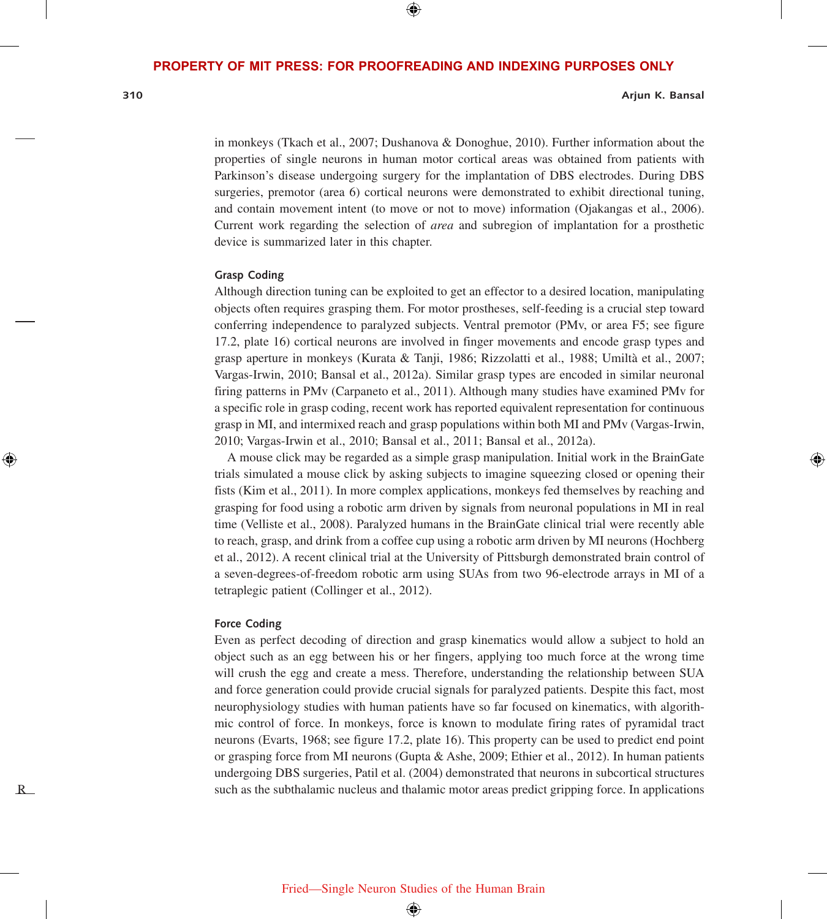in monkeys (Tkach et al., 2007; Dushanova & Donoghue, 2010). Further information about the properties of single neurons in human motor cortical areas was obtained from patients with Parkinson's disease undergoing surgery for the implantation of DBS electrodes. During DBS surgeries, premotor (area 6) cortical neurons were demonstrated to exhibit directional tuning, and contain movement intent (to move or not to move) information (Ojakangas et al., 2006). Current work regarding the selection of *area* and subregion of implantation for a prosthetic device is summarized later in this chapter.

### Grasp Coding

Although direction tuning can be exploited to get an effector to a desired location, manipulating objects often requires grasping them. For motor prostheses, self-feeding is a crucial step toward conferring independence to paralyzed subjects. Ventral premotor (PMv, or area F5; see figure 17.2, plate 16) cortical neurons are involved in finger movements and encode grasp types and grasp aperture in monkeys (Kurata & Tanji, 1986; Rizzolatti et al., 1988; Umiltà et al., 2007; Vargas-Irwin, 2010; Bansal et al., 2012a). Similar grasp types are encoded in similar neuronal firing patterns in PMv (Carpaneto et al., 2011). Although many studies have examined PMv for a specific role in grasp coding, recent work has reported equivalent representation for continuous grasp in MI, and intermixed reach and grasp populations within both MI and PMv (Vargas-Irwin, 2010; Vargas-Irwin et al., 2010; Bansal et al., 2011; Bansal et al., 2012a).

A mouse click may be regarded as a simple grasp manipulation. Initial work in the BrainGate trials simulated a mouse click by asking subjects to imagine squeezing closed or opening their fists (Kim et al., 2011). In more complex applications, monkeys fed themselves by reaching and grasping for food using a robotic arm driven by signals from neuronal populations in MI in real time (Velliste et al., 2008). Paralyzed humans in the BrainGate clinical trial were recently able to reach, grasp, and drink from a coffee cup using a robotic arm driven by MI neurons (Hochberg et al., 2012). A recent clinical trial at the University of Pittsburgh demonstrated brain control of a seven-degrees-of-freedom robotic arm using SUAs from two 96-electrode arrays in MI of a tetraplegic patient (Collinger et al., 2012).

### Force Coding

Even as perfect decoding of direction and grasp kinematics would allow a subject to hold an object such as an egg between his or her fingers, applying too much force at the wrong time will crush the egg and create a mess. Therefore, understanding the relationship between SUA and force generation could provide crucial signals for paralyzed patients. Despite this fact, most neurophysiology studies with human patients have so far focused on kinematics, with algorithmic control of force. In monkeys, force is known to modulate firing rates of pyramidal tract neurons (Evarts, 1968; see figure 17.2, plate 16). This property can be used to predict end point or grasping force from MI neurons (Gupta & Ashe, 2009; Ethier et al., 2012). In human patients undergoing DBS surgeries, Patil et al. (2004) demonstrated that neurons in subcortical structures such as the subthalamic nucleus and thalamic motor areas predict gripping force. In applications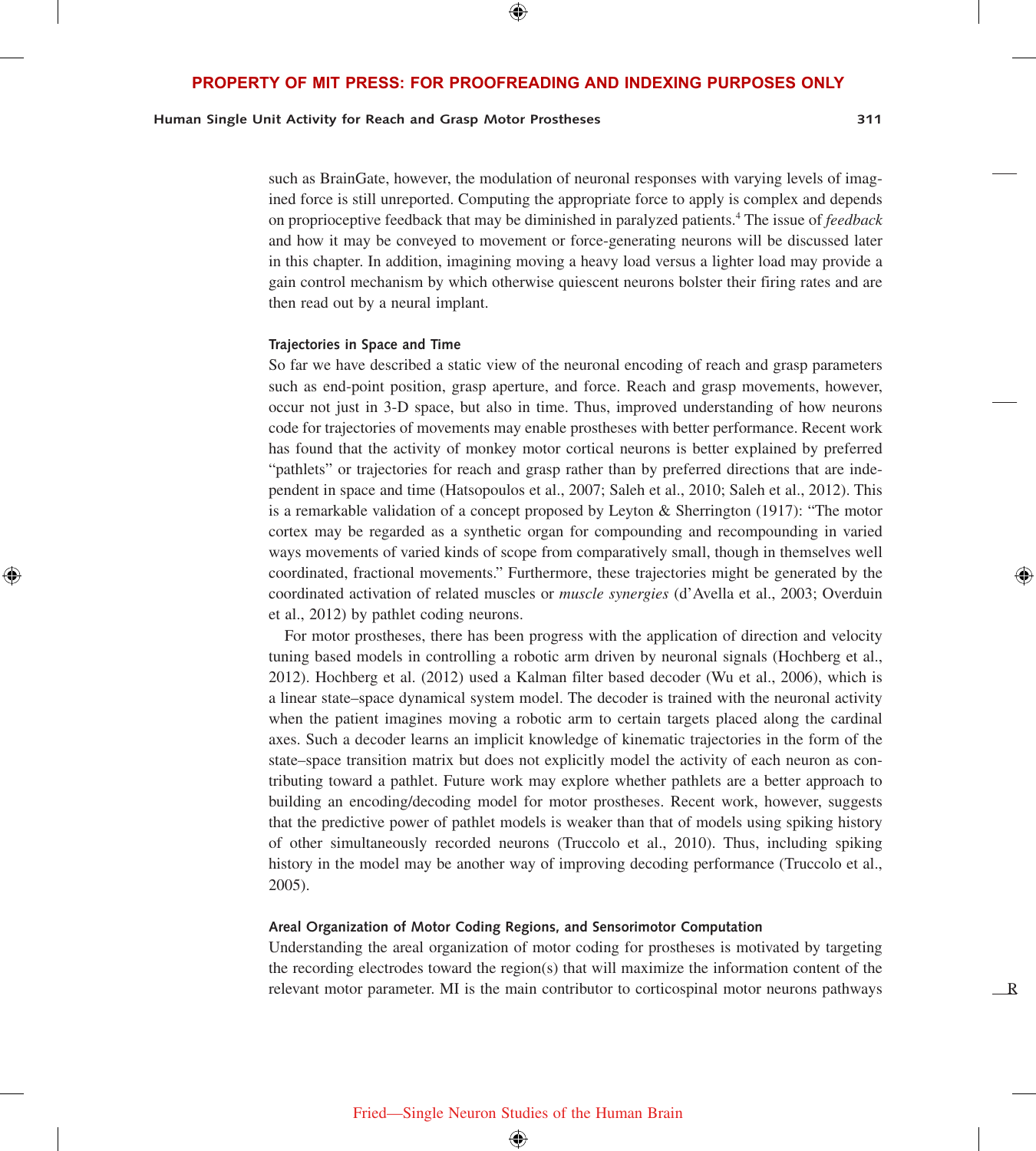such as BrainGate, however, the modulation of neuronal responses with varying levels of imagined force is still unreported. Computing the appropriate force to apply is complex and depends on proprioceptive feedback that may be diminished in paralyzed patients.[4] The issue of *feedback* and how it may be conveyed to movement or force-generating neurons will be discussed later in this chapter. In addition, imagining moving a heavy load versus a lighter load may provide a gain control mechanism by which otherwise quiescent neurons bolster their firing rates and are then read out by a neural implant.

### Trajectories in Space and Time

So far we have described a static view of the neuronal encoding of reach and grasp parameters such as end-point position, grasp aperture, and force. Reach and grasp movements, however, occur not just in 3-D space, but also in time. Thus, improved understanding of how neurons code for trajectories of movements may enable prostheses with better performance. Recent work has found that the activity of monkey motor cortical neurons is better explained by preferred "pathlets" or trajectories for reach and grasp rather than by preferred directions that are independent in space and time (Hatsopoulos et al., 2007; Saleh et al., 2010; Saleh et al., 2012). This is a remarkable validation of a concept proposed by Leyton & Sherrington (1917): "The motor cortex may be regarded as a synthetic organ for compounding and recompounding in varied ways movements of varied kinds of scope from comparatively small, though in themselves well coordinated, fractional movements." Furthermore, these trajectories might be generated by the coordinated activation of related muscles or *muscle synergies* (d'Avella et al., 2003; Overduin et al., 2012) by pathlet coding neurons.

For motor prostheses, there has been progress with the application of direction and velocity tuning based models in controlling a robotic arm driven by neuronal signals (Hochberg et al., 2012). Hochberg et al. (2012) used a Kalman filter based decoder (Wu et al., 2006), which is a linear state–space dynamical system model. The decoder is trained with the neuronal activity when the patient imagines moving a robotic arm to certain targets placed along the cardinal axes. Such a decoder learns an implicit knowledge of kinematic trajectories in the form of the state–space transition matrix but does not explicitly model the activity of each neuron as contributing toward a pathlet. Future work may explore whether pathlets are a better approach to building an encoding/decoding model for motor prostheses. Recent work, however, suggests that the predictive power of pathlet models is weaker than that of models using spiking history of other simultaneously recorded neurons (Truccolo et al., 2010). Thus, including spiking history in the model may be another way of improving decoding performance (Truccolo et al., 2005).

### Areal Organization of Motor Coding Regions, and Sensorimotor Computation

Understanding the areal organization of motor coding for prostheses is motivated by targeting the recording electrodes toward the region(s) that will maximize the information content of the relevant motor parameter. MI is the main contributor to corticospinal motor neurons pathways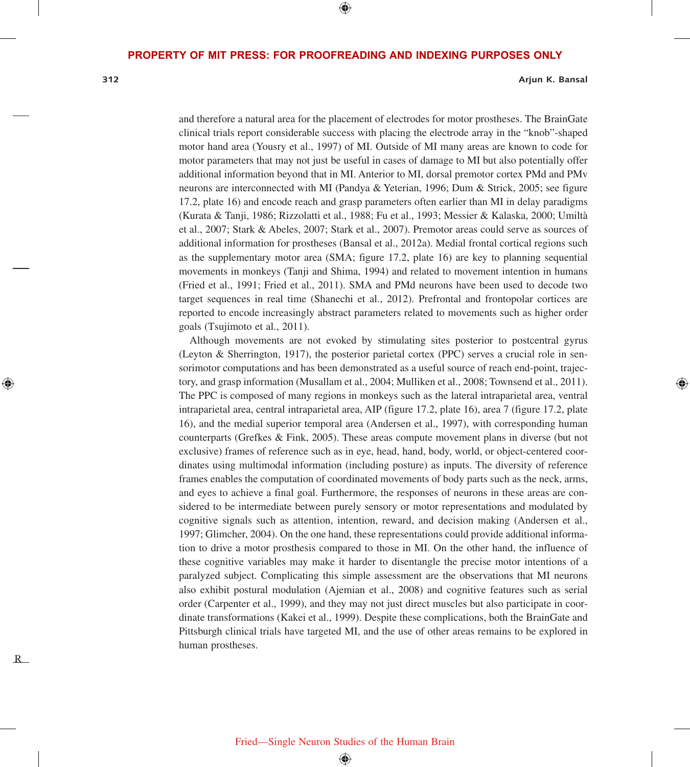and therefore a natural area for the placement of electrodes for motor prostheses. The BrainGate clinical trials report considerable success with placing the electrode array in the "knob"-shaped motor hand area (Yousry et al., 1997) of MI. Outside of MI many areas are known to code for motor parameters that may not just be useful in cases of damage to MI but also potentially offer additional information beyond that in MI. Anterior to MI, dorsal premotor cortex PMd and PMv neurons are interconnected with MI (Pandya & Yeterian, 1996; Dum & Strick, 2005; see figure 17.2, plate 16) and encode reach and grasp parameters often earlier than MI in delay paradigms (Kurata & Tanji, 1986; Rizzolatti et al., 1988; Fu et al., 1993; Messier & Kalaska, 2000; Umiltà et al., 2007; Stark & Abeles, 2007; Stark et al., 2007). Premotor areas could serve as sources of additional information for prostheses (Bansal et al., 2012a). Medial frontal cortical regions such as the supplementary motor area (SMA; figure 17.2, plate 16) are key to planning sequential movements in monkeys (Tanji and Shima, 1994) and related to movement intention in humans (Fried et al., 1991; Fried et al., 2011). SMA and PMd neurons have been used to decode two target sequences in real time (Shanechi et al., 2012). Prefrontal and frontopolar cortices are reported to encode increasingly abstract parameters related to movements such as higher order goals (Tsujimoto et al., 2011).

Although movements are not evoked by stimulating sites posterior to postcentral gyrus (Leyton & Sherrington, 1917), the posterior parietal cortex (PPC) serves a crucial role in sensorimotor computations and has been demonstrated as a useful source of reach end-point, trajectory, and grasp information (Musallam et al., 2004; Mulliken et al., 2008; Townsend et al., 2011). The PPC is composed of many regions in monkeys such as the lateral intraparietal area, ventral intraparietal area, central intraparietal area, AIP (figure 17.2, plate 16), area 7 (figure 17.2, plate 16), and the medial superior temporal area (Andersen et al., 1997), with corresponding human counterparts (Grefkes & Fink, 2005). These areas compute movement plans in diverse (but not exclusive) frames of reference such as in eye, head, hand, body, world, or object-centered coordinates using multimodal information (including posture) as inputs. The diversity of reference frames enables the computation of coordinated movements of body parts such as the neck, arms, and eyes to achieve a final goal. Furthermore, the responses of neurons in these areas are considered to be intermediate between purely sensory or motor representations and modulated by cognitive signals such as attention, intention, reward, and decision making (Andersen et al., 1997; Glimcher, 2004). On the one hand, these representations could provide additional information to drive a motor prosthesis compared to those in MI. On the other hand, the influence of these cognitive variables may make it harder to disentangle the precise motor intentions of a paralyzed subject. Complicating this simple assessment are the observations that MI neurons also exhibit postural modulation (Ajemian et al., 2008) and cognitive features such as serial order (Carpenter et al., 1999), and they may not just direct muscles but also participate in coordinate transformations (Kakei et al., 1999). Despite these complications, both the BrainGate and Pittsburgh clinical trials have targeted MI, and the use of other areas remains to be explored in human prostheses.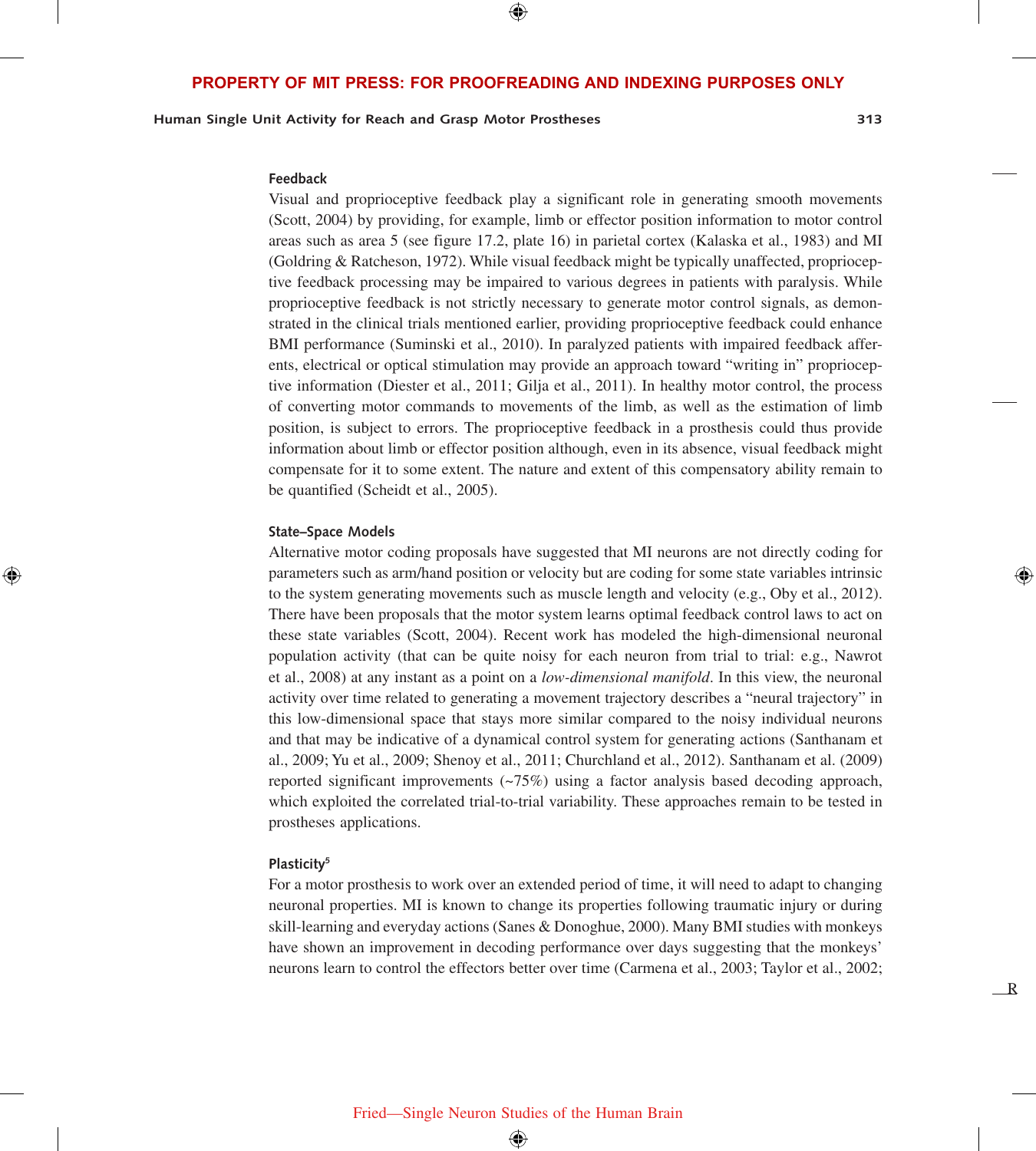### Feedback

Visual and proprioceptive feedback play a significant role in generating smooth movements (Scott, 2004) by providing, for example, limb or effector position information to motor control areas such as area 5 (see figure 17.2, plate 16) in parietal cortex (Kalaska et al., 1983) and MI (Goldring & Ratcheson, 1972). While visual feedback might be typically unaffected, proprioceptive feedback processing may be impaired to various degrees in patients with paralysis. While proprioceptive feedback is not strictly necessary to generate motor control signals, as demonstrated in the clinical trials mentioned earlier, providing proprioceptive feedback could enhance BMI performance (Suminski et al., 2010). In paralyzed patients with impaired feedback afferents, electrical or optical stimulation may provide an approach toward "writing in" proprioceptive information (Diester et al., 2011; Gilja et al., 2011). In healthy motor control, the process of converting motor commands to movements of the limb, as well as the estimation of limb position, is subject to errors. The proprioceptive feedback in a prosthesis could thus provide information about limb or effector position although, even in its absence, visual feedback might compensate for it to some extent. The nature and extent of this compensatory ability remain to be quantified (Scheidt et al., 2005).

### State–Space Models

Alternative motor coding proposals have suggested that MI neurons are not directly coding for parameters such as arm/hand position or velocity but are coding for some state variables intrinsic to the system generating movements such as muscle length and velocity (e.g., Oby et al., 2012). There have been proposals that the motor system learns optimal feedback control laws to act on these state variables (Scott, 2004). Recent work has modeled the high-dimensional neuronal population activity (that can be quite noisy for each neuron from trial to trial: e.g., Nawrot et al., 2008) at any instant as a point on a *low-dimensional manifold*. In this view, the neuronal activity over time related to generating a movement trajectory describes a "neural trajectory" in this low-dimensional space that stays more similar compared to the noisy individual neurons and that may be indicative of a dynamical control system for generating actions (Santhanam et al., 2009; Yu et al., 2009; Shenoy et al., 2011; Churchland et al., 2012). Santhanam et al. (2009) reported significant improvements (~75%) using a factor analysis based decoding approach, which exploited the correlated trial-to-trial variability. These approaches remain to be tested in prostheses applications.

### Plasticity[5]

For a motor prosthesis to work over an extended period of time, it will need to adapt to changing neuronal properties. MI is known to change its properties following traumatic injury or during skill-learning and everyday actions (Sanes & Donoghue, 2000). Many BMI studies with monkeys have shown an improvement in decoding performance over days suggesting that the monkeys' neurons learn to control the effectors better over time (Carmena et al., 2003; Taylor et al., 2002;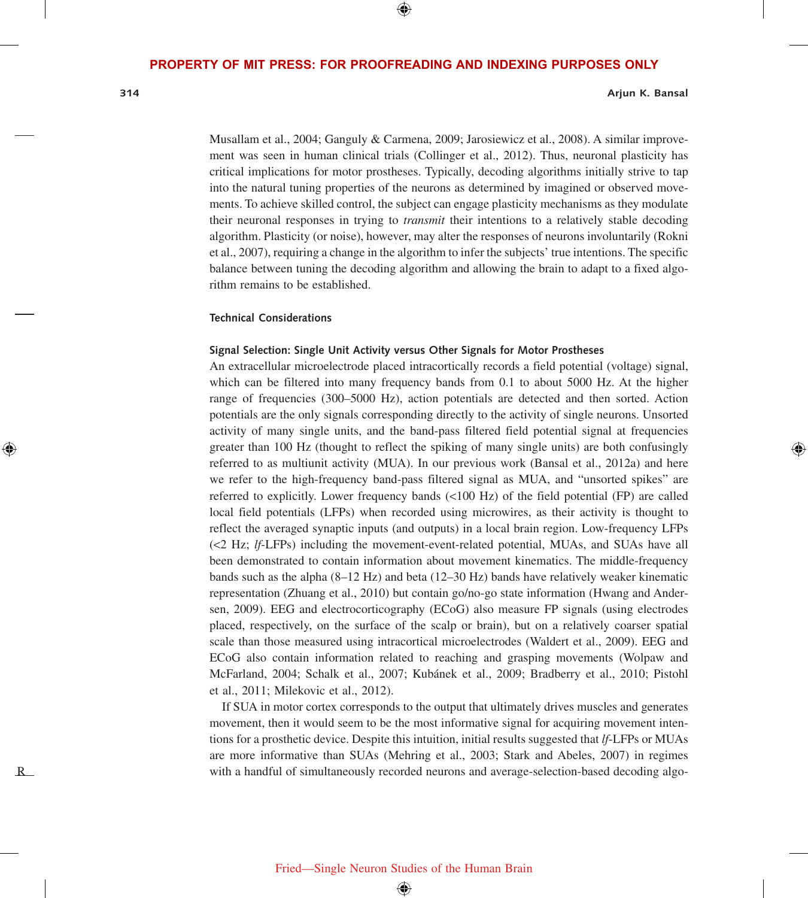Musallam et al., 2004; Ganguly & Carmena, 2009; Jarosiewicz et al., 2008). A similar improvement was seen in human clinical trials (Collinger et al., 2012). Thus, neuronal plasticity has critical implications for motor prostheses. Typically, decoding algorithms initially strive to tap into the natural tuning properties of the neurons as determined by imagined or observed movements. To achieve skilled control, the subject can engage plasticity mechanisms as they modulate their neuronal responses in trying to *transmit* their intentions to a relatively stable decoding algorithm. Plasticity (or noise), however, may alter the responses of neurons involuntarily (Rokni et al., 2007), requiring a change in the algorithm to infer the subjects' true intentions. The specific balance between tuning the decoding algorithm and allowing the brain to adapt to a fixed algorithm remains to be established.

## Technical Considerations

### Signal Selection: Single Unit Activity versus Other Signals for Motor Prostheses

An extracellular microelectrode placed intracortically records a field potential (voltage) signal, which can be filtered into many frequency bands from 0.1 to about 5000 Hz. At the higher range of frequencies (300–5000 Hz), action potentials are detected and then sorted. Action potentials are the only signals corresponding directly to the activity of single neurons. Unsorted activity of many single units, and the band-pass filtered field potential signal at frequencies greater than 100 Hz (thought to reflect the spiking of many single units) are both confusingly referred to as multiunit activity (MUA). In our previous work (Bansal et al., 2012a) and here we refer to the high-frequency band-pass filtered signal as MUA, and "unsorted spikes" are referred to explicitly. Lower frequency bands (<100 Hz) of the field potential (FP) are called local field potentials (LFPs) when recorded using microwires, as their activity is thought to reflect the averaged synaptic inputs (and outputs) in a local brain region. Low-frequency LFPs (<2 Hz; *lf*-LFPs) including the movement-event-related potential, MUAs, and SUAs have all been demonstrated to contain information about movement kinematics. The middle-frequency bands such as the alpha (8–12 Hz) and beta (12–30 Hz) bands have relatively weaker kinematic representation (Zhuang et al., 2010) but contain go/no-go state information (Hwang and Andersen, 2009). EEG and electrocorticography (ECoG) also measure FP signals (using electrodes placed, respectively, on the surface of the scalp or brain), but on a relatively coarser spatial scale than those measured using intracortical microelectrodes (Waldert et al., 2009). EEG and ECoG also contain information related to reaching and grasping movements (Wolpaw and McFarland, 2004; Schalk et al., 2007; Kubánek et al., 2009; Bradberry et al., 2010; Pistohl et al., 2011; Milekovic et al., 2012).

If SUA in motor cortex corresponds to the output that ultimately drives muscles and generates movement, then it would seem to be the most informative signal for acquiring movement intentions for a prosthetic device. Despite this intuition, initial results suggested that *lf*-LFPs or MUAs are more informative than SUAs (Mehring et al., 2003; Stark and Abeles, 2007) in regimes with a handful of simultaneously recorded neurons and average-selection-based decoding algo-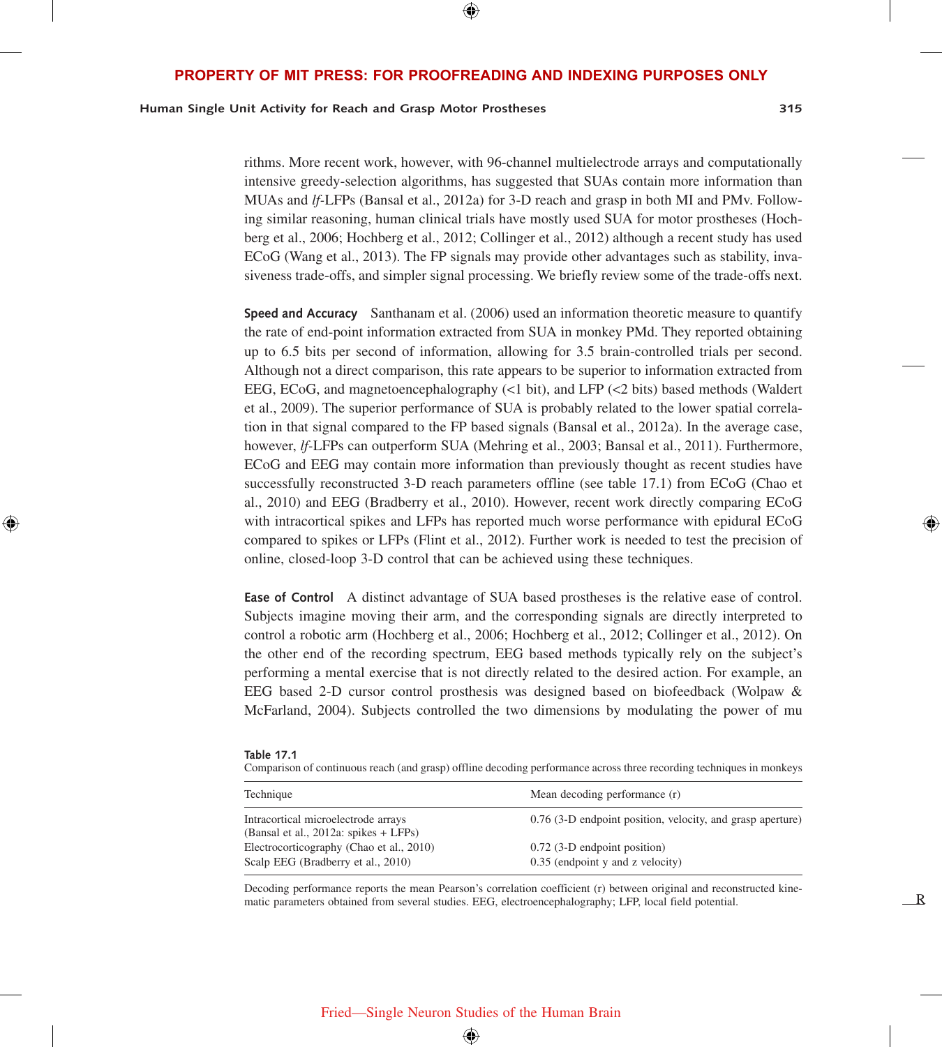rithms. More recent work, however, with 96-channel multielectrode arrays and computationally intensive greedy-selection algorithms, has suggested that SUAs contain more information than MUAs and *lf*-LFPs (Bansal et al., 2012a) for 3-D reach and grasp in both MI and PMv. Following similar reasoning, human clinical trials have mostly used SUA for motor prostheses (Hochberg et al., 2006; Hochberg et al., 2012; Collinger et al., 2012) although a recent study has used ECoG (Wang et al., 2013). The FP signals may provide other advantages such as stability, invasiveness trade-offs, and simpler signal processing. We briefly review some of the trade-offs next.

**Speed and Accuracy** Santhanam et al. (2006) used an information theoretic measure to quantify the rate of end-point information extracted from SUA in monkey PMd. They reported obtaining up to 6.5 bits per second of information, allowing for 3.5 brain-controlled trials per second. Although not a direct comparison, this rate appears to be superior to information extracted from EEG, ECoG, and magnetoencephalography (<1 bit), and LFP (<2 bits) based methods (Waldert et al., 2009). The superior performance of SUA is probably related to the lower spatial correlation in that signal compared to the FP based signals (Bansal et al., 2012a). In the average case, however, *lf*-LFPs can outperform SUA (Mehring et al., 2003; Bansal et al., 2011). Furthermore, ECoG and EEG may contain more information than previously thought as recent studies have successfully reconstructed 3-D reach parameters offline (see table 17.1) from ECoG (Chao et al., 2010) and EEG (Bradberry et al., 2010). However, recent work directly comparing ECoG with intracortical spikes and LFPs has reported much worse performance with epidural ECoG compared to spikes or LFPs (Flint et al., 2012). Further work is needed to test the precision of online, closed-loop 3-D control that can be achieved using these techniques.

**Ease of Control** A distinct advantage of SUA based prostheses is the relative ease of control. Subjects imagine moving their arm, and the corresponding signals are directly interpreted to control a robotic arm (Hochberg et al., 2006; Hochberg et al., 2012; Collinger et al., 2012). On the other end of the recording spectrum, EEG based methods typically rely on the subject's performing a mental exercise that is not directly related to the desired action. For example, an EEG based 2-D cursor control prosthesis was designed based on biofeedback (Wolpaw & McFarland, 2004). Subjects controlled the two dimensions by modulating the power of mu

**Table 17.1**
Comparison of continuous reach (and grasp) offline decoding performance across three recording techniques in monkeys

| Technique | Mean decoding performance (r) |
|---|---|
| Intracortical microelectrode arrays (Bansal et al., 2012a: spikes + LFPs) | 0.76 (3-D endpoint position, velocity, and grasp aperture) |
| Electrocorticography (Chao et al., 2010) | 0.72 (3-D endpoint position) |
| Scalp EEG (Bradberry et al., 2010) | 0.35 (endpoint y and z velocity) |

Decoding performance reports the mean Pearson's correlation coefficient (r) between original and reconstructed kinematic parameters obtained from several studies. EEG, electroencephalography; LFP, local field potential.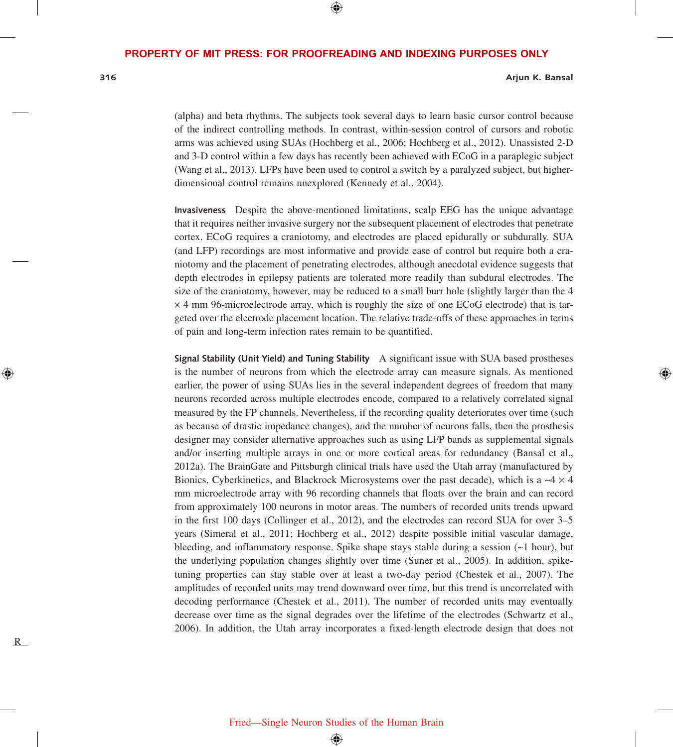(alpha) and beta rhythms. The subjects took several days to learn basic cursor control because of the indirect controlling methods. In contrast, within-session control of cursors and robotic arms was achieved using SUAs (Hochberg et al., 2006; Hochberg et al., 2012). Unassisted 2-D and 3-D control within a few days has recently been achieved with ECoG in a paraplegic subject (Wang et al., 2013). LFPs have been used to control a switch by a paralyzed subject, but higher-dimensional control remains unexplored (Kennedy et al., 2004).

**Invasiveness** Despite the above-mentioned limitations, scalp EEG has the unique advantage that it requires neither invasive surgery nor the subsequent placement of electrodes that penetrate cortex. ECoG requires a craniotomy, and electrodes are placed epidurally or subdurally. SUA (and LFP) recordings are most informative and provide ease of control but require both a craniotomy and the placement of penetrating electrodes, although anecdotal evidence suggests that depth electrodes in epilepsy patients are tolerated more readily than subdural electrodes. The size of the craniotomy, however, may be reduced to a small burr hole (slightly larger than the 4 × 4 mm 96-microelectrode array, which is roughly the size of one ECoG electrode) that is targeted over the electrode placement location. The relative trade-offs of these approaches in terms of pain and long-term infection rates remain to be quantified.

**Signal Stability (Unit Yield) and Tuning Stability** A significant issue with SUA based prostheses is the number of neurons from which the electrode array can measure signals. As mentioned earlier, the power of using SUAs lies in the several independent degrees of freedom that many neurons recorded across multiple electrodes encode, compared to a relatively correlated signal measured by the FP channels. Nevertheless, if the recording quality deteriorates over time (such as because of drastic impedance changes), and the number of neurons falls, then the prosthesis designer may consider alternative approaches such as using LFP bands as supplemental signals and/or inserting multiple arrays in one or more cortical areas for redundancy (Bansal et al., 2012a). The BrainGate and Pittsburgh clinical trials have used the Utah array (manufactured by Bionics, Cyberkinetics, and Blackrock Microsystems over the past decade), which is a ~4 × 4 mm microelectrode array with 96 recording channels that floats over the brain and can record from approximately 100 neurons in motor areas. The numbers of recorded units trends upward in the first 100 days (Collinger et al., 2012), and the electrodes can record SUA for over 3–5 years (Simeral et al., 2011; Hochberg et al., 2012) despite possible initial vascular damage, bleeding, and inflammatory response. Spike shape stays stable during a session (~1 hour), but the underlying population changes slightly over time (Suner et al., 2005). In addition, spike-tuning properties can stay stable over at least a two-day period (Chestek et al., 2007). The amplitudes of recorded units may trend downward over time, but this trend is uncorrelated with decoding performance (Chestek et al., 2011). The number of recorded units may eventually decrease over time as the signal degrades over the lifetime of the electrodes (Schwartz et al., 2006). In addition, the Utah array incorporates a fixed-length electrode design that does not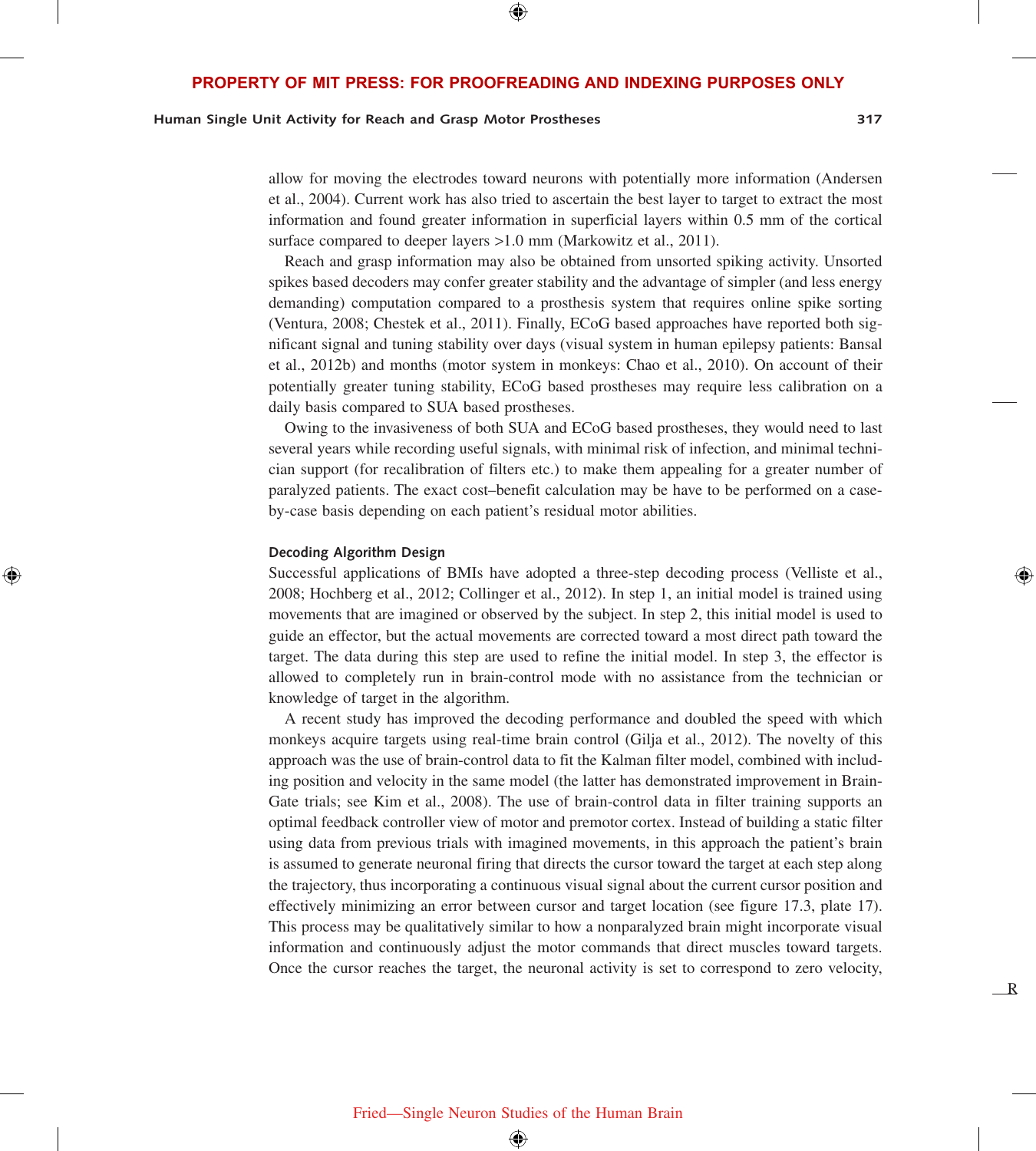allow for moving the electrodes toward neurons with potentially more information (Andersen et al., 2004). Current work has also tried to ascertain the best layer to target to extract the most information and found greater information in superficial layers within 0.5 mm of the cortical surface compared to deeper layers >1.0 mm (Markowitz et al., 2011).

Reach and grasp information may also be obtained from unsorted spiking activity. Unsorted spikes based decoders may confer greater stability and the advantage of simpler (and less energy demanding) computation compared to a prosthesis system that requires online spike sorting (Ventura, 2008; Chestek et al., 2011). Finally, ECoG based approaches have reported both significant signal and tuning stability over days (visual system in human epilepsy patients: Bansal et al., 2012b) and months (motor system in monkeys: Chao et al., 2010). On account of their potentially greater tuning stability, ECoG based prostheses may require less calibration on a daily basis compared to SUA based prostheses.

Owing to the invasiveness of both SUA and ECoG based prostheses, they would need to last several years while recording useful signals, with minimal risk of infection, and minimal technician support (for recalibration of filters etc.) to make them appealing for a greater number of paralyzed patients. The exact cost–benefit calculation may be have to be performed on a case-by-case basis depending on each patient's residual motor abilities.

### Decoding Algorithm Design

Successful applications of BMIs have adopted a three-step decoding process (Velliste et al., 2008; Hochberg et al., 2012; Collinger et al., 2012). In step 1, an initial model is trained using movements that are imagined or observed by the subject. In step 2, this initial model is used to guide an effector, but the actual movements are corrected toward a most direct path toward the target. The data during this step are used to refine the initial model. In step 3, the effector is allowed to completely run in brain-control mode with no assistance from the technician or knowledge of target in the algorithm.

A recent study has improved the decoding performance and doubled the speed with which monkeys acquire targets using real-time brain control (Gilja et al., 2012). The novelty of this approach was the use of brain-control data to fit the Kalman filter model, combined with including position and velocity in the same model (the latter has demonstrated improvement in BrainGate trials; see Kim et al., 2008). The use of brain-control data in filter training supports an optimal feedback controller view of motor and premotor cortex. Instead of building a static filter using data from previous trials with imagined movements, in this approach the patient's brain is assumed to generate neuronal firing that directs the cursor toward the target at each step along the trajectory, thus incorporating a continuous visual signal about the current cursor position and effectively minimizing an error between cursor and target location (see figure 17.3, plate 17). This process may be qualitatively similar to how a nonparalyzed brain might incorporate visual information and continuously adjust the motor commands that direct muscles toward targets. Once the cursor reaches the target, the neuronal activity is set to correspond to zero velocity,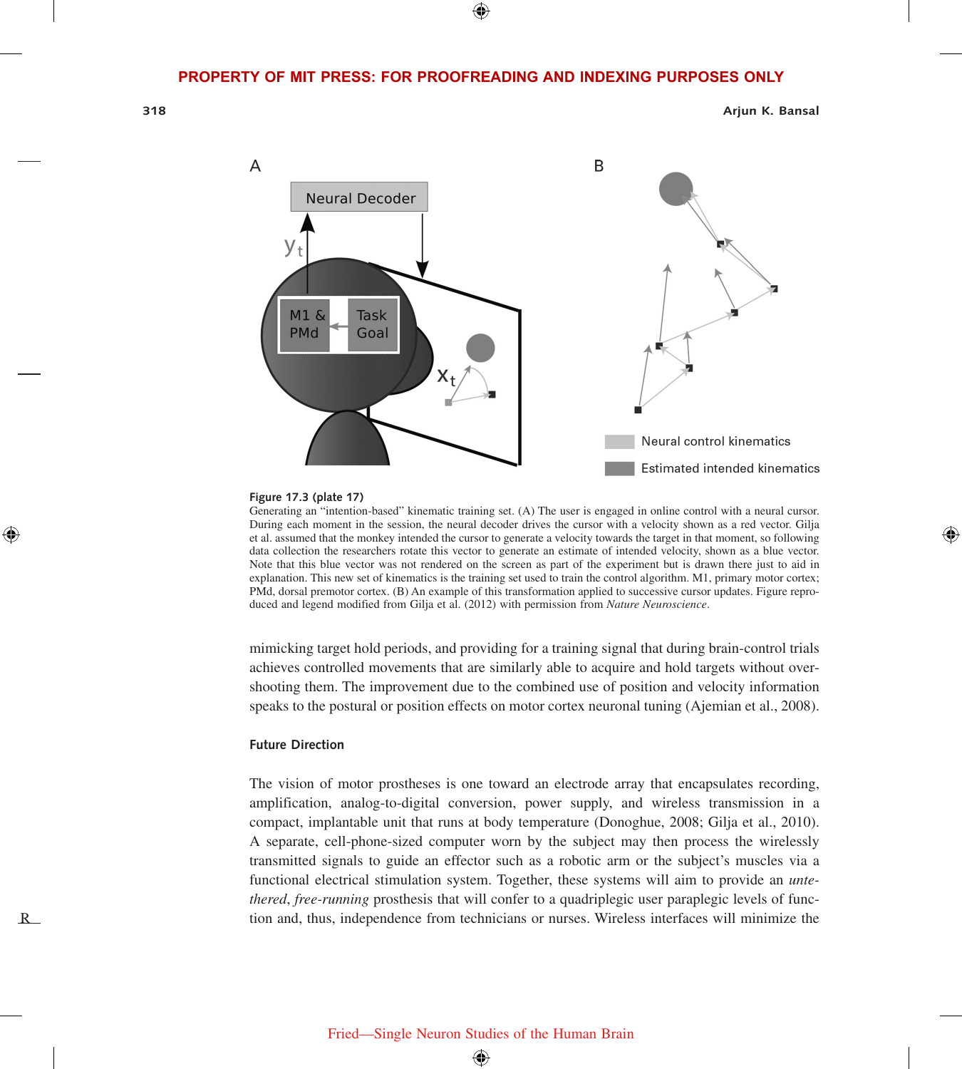**Figure 17.3 (plate 17)**

Generating an "intention-based" kinematic training set. (A) The user is engaged in online control with a neural cursor. During each moment in the session, the neural decoder drives the cursor with a velocity shown as a red vector. Gilja et al. assumed that the monkey intended the cursor to generate a velocity towards the target in that moment, so following data collection the researchers rotate this vector to generate an estimate of intended velocity, shown as a blue vector. Note that this blue vector was not rendered on the screen as part of the experiment but is drawn there just to aid in explanation. This new set of kinematics is the training set used to train the control algorithm. M1, primary motor cortex; PMd, dorsal premotor cortex. (B) An example of this transformation applied to successive cursor updates. Figure reproduced and legend modified from Gilja et al. (2012) with permission from *Nature Neuroscience*.

mimicking target hold periods, and providing for a training signal that during brain-control trials achieves controlled movements that are similarly able to acquire and hold targets without overshooting them. The improvement due to the combined use of position and velocity information speaks to the postural or position effects on motor cortex neuronal tuning (Ajemian et al., 2008).

### Future Direction

The vision of motor prostheses is one toward an electrode array that encapsulates recording, amplification, analog-to-digital conversion, power supply, and wireless transmission in a compact, implantable unit that runs at body temperature (Donoghue, 2008; Gilja et al., 2010). A separate, cell-phone-sized computer worn by the subject may then process the wirelessly transmitted signals to guide an effector such as a robotic arm or the subject's muscles via a functional electrical stimulation system. Together, these systems will aim to provide an *untethered*, *free-running* prosthesis that will confer to a quadriplegic user paraplegic levels of function and, thus, independence from technicians or nurses. Wireless interfaces will minimize the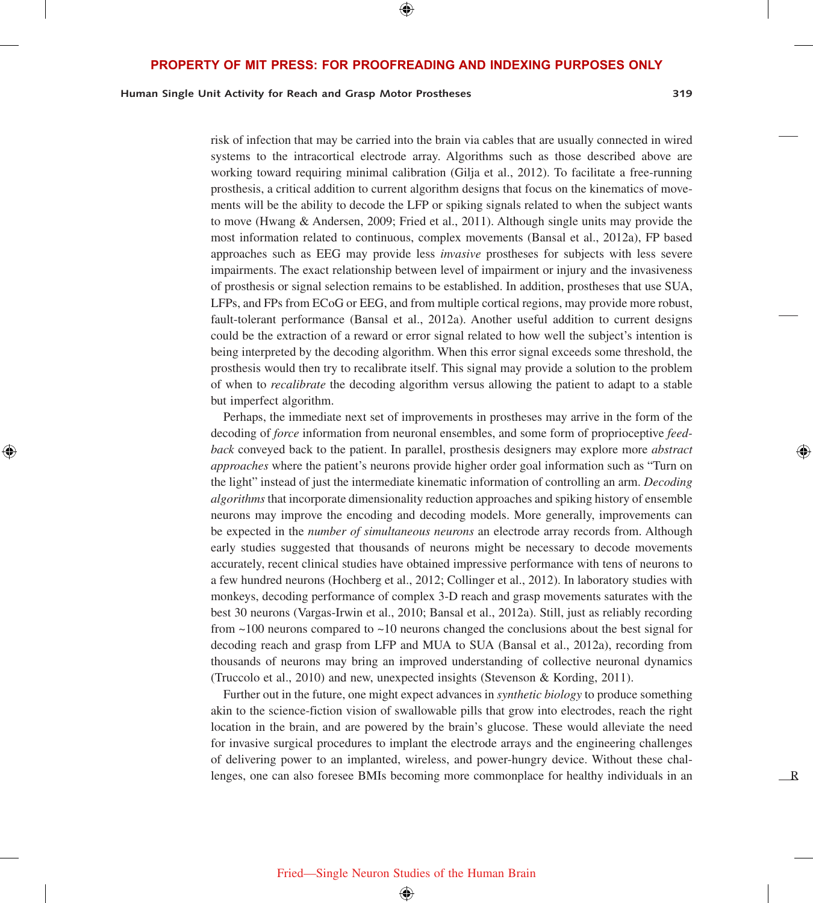risk of infection that may be carried into the brain via cables that are usually connected in wired systems to the intracortical electrode array. Algorithms such as those described above are working toward requiring minimal calibration (Gilja et al., 2012). To facilitate a free-running prosthesis, a critical addition to current algorithm designs that focus on the kinematics of movements will be the ability to decode the LFP or spiking signals related to when the subject wants to move (Hwang & Andersen, 2009; Fried et al., 2011). Although single units may provide the most information related to continuous, complex movements (Bansal et al., 2012a), FP based approaches such as EEG may provide less *invasive* prostheses for subjects with less severe impairments. The exact relationship between level of impairment or injury and the invasiveness of prosthesis or signal selection remains to be established. In addition, prostheses that use SUA, LFPs, and FPs from ECoG or EEG, and from multiple cortical regions, may provide more robust, fault-tolerant performance (Bansal et al., 2012a). Another useful addition to current designs could be the extraction of a reward or error signal related to how well the subject's intention is being interpreted by the decoding algorithm. When this error signal exceeds some threshold, the prosthesis would then try to recalibrate itself. This signal may provide a solution to the problem of when to *recalibrate* the decoding algorithm versus allowing the patient to adapt to a stable but imperfect algorithm.

Perhaps, the immediate next set of improvements in prostheses may arrive in the form of the decoding of *force* information from neuronal ensembles, and some form of proprioceptive *feedback* conveyed back to the patient. In parallel, prosthesis designers may explore more *abstract approaches* where the patient's neurons provide higher order goal information such as "Turn on the light" instead of just the intermediate kinematic information of controlling an arm. *Decoding algorithms* that incorporate dimensionality reduction approaches and spiking history of ensemble neurons may improve the encoding and decoding models. More generally, improvements can be expected in the *number of simultaneous neurons* an electrode array records from. Although early studies suggested that thousands of neurons might be necessary to decode movements accurately, recent clinical studies have obtained impressive performance with tens of neurons to a few hundred neurons (Hochberg et al., 2012; Collinger et al., 2012). In laboratory studies with monkeys, decoding performance of complex 3-D reach and grasp movements saturates with the best 30 neurons (Vargas-Irwin et al., 2010; Bansal et al., 2012a). Still, just as reliably recording from ~100 neurons compared to ~10 neurons changed the conclusions about the best signal for decoding reach and grasp from LFP and MUA to SUA (Bansal et al., 2012a), recording from thousands of neurons may bring an improved understanding of collective neuronal dynamics (Truccolo et al., 2010) and new, unexpected insights (Stevenson & Kording, 2011).

Further out in the future, one might expect advances in *synthetic biology* to produce something akin to the science-fiction vision of swallowable pills that grow into electrodes, reach the right location in the brain, and are powered by the brain's glucose. These would alleviate the need for invasive surgical procedures to implant the electrode arrays and the engineering challenges of delivering power to an implanted, wireless, and power-hungry device. Without these challenges, one can also foresee BMIs becoming more commonplace for healthy individuals in an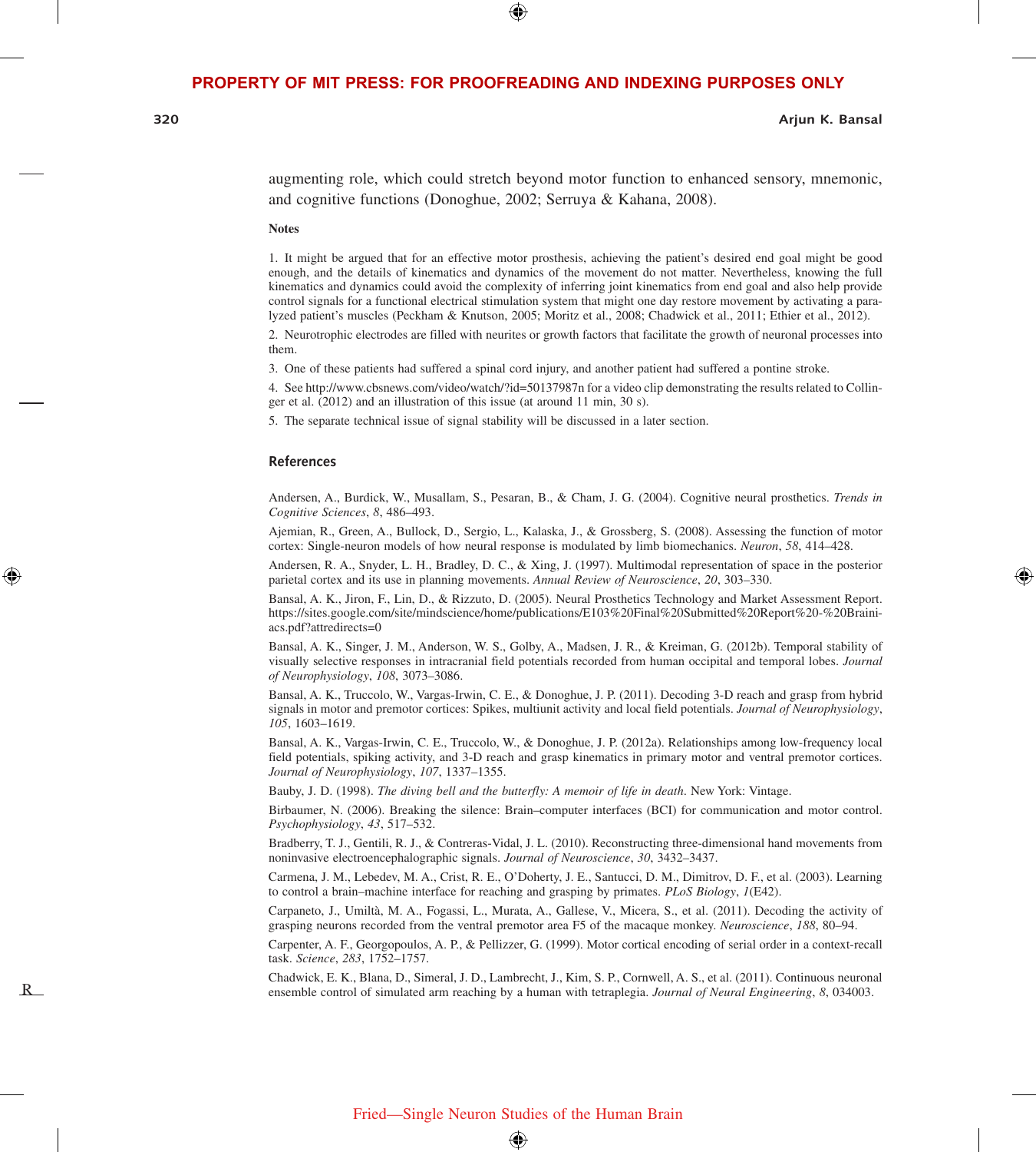augmenting role, which could stretch beyond motor function to enhanced sensory, mnemonic, and cognitive functions (Donoghue, 2002; Serruya & Kahana, 2008).

**Notes**

1. It might be argued that for an effective motor prosthesis, achieving the patient's desired end goal might be good enough, and the details of kinematics and dynamics of the movement do not matter. Nevertheless, knowing the full kinematics and dynamics could avoid the complexity of inferring joint kinematics from end goal and also help provide control signals for a functional electrical stimulation system that might one day restore movement by activating a paralyzed patient's muscles (Peckham & Knutson, 2005; Moritz et al., 2008; Chadwick et al., 2011; Ethier et al., 2012).

2. Neurotrophic electrodes are filled with neurites or growth factors that facilitate the growth of neuronal processes into them.

3. One of these patients had suffered a spinal cord injury, and another patient had suffered a pontine stroke.

4. See http://www.cbsnews.com/video/watch/?id=50137987n for a video clip demonstrating the results related to Collinger et al. (2012) and an illustration of this issue (at around 11 min, 30 s).

5. The separate technical issue of signal stability will be discussed in a later section.

## References

Andersen, A., Burdick, W., Musallam, S., Pesaran, B., & Cham, J. G. (2004). Cognitive neural prosthetics. *Trends in Cognitive Sciences*, *8*, 486–493.

Ajemian, R., Green, A., Bullock, D., Sergio, L., Kalaska, J., & Grossberg, S. (2008). Assessing the function of motor cortex: Single-neuron models of how neural response is modulated by limb biomechanics. *Neuron*, *58*, 414–428.

Andersen, R. A., Snyder, L. H., Bradley, D. C., & Xing, J. (1997). Multimodal representation of space in the posterior parietal cortex and its use in planning movements. *Annual Review of Neuroscience*, *20*, 303–330.

Bansal, A. K., Jiron, F., Lin, D., & Rizzuto, D. (2005). Neural Prosthetics Technology and Market Assessment Report. https://sites.google.com/site/mindscience/home/publications/E103%20Final%20Submitted%20Report%20-%20Brainiacs.pdf?attredirects=0

Bansal, A. K., Singer, J. M., Anderson, W. S., Golby, A., Madsen, J. R., & Kreiman, G. (2012b). Temporal stability of visually selective responses in intracranial field potentials recorded from human occipital and temporal lobes. *Journal of Neurophysiology*, *108*, 3073–3086.

Bansal, A. K., Truccolo, W., Vargas-Irwin, C. E., & Donoghue, J. P. (2011). Decoding 3-D reach and grasp from hybrid signals in motor and premotor cortices: Spikes, multiunit activity and local field potentials. *Journal of Neurophysiology*, *105*, 1603–1619.

Bansal, A. K., Vargas-Irwin, C. E., Truccolo, W., & Donoghue, J. P. (2012a). Relationships among low-frequency local field potentials, spiking activity, and 3-D reach and grasp kinematics in primary motor and ventral premotor cortices. *Journal of Neurophysiology*, *107*, 1337–1355.

Bauby, J. D. (1998). *The diving bell and the butterfly: A memoir of life in death*. New York: Vintage.

Birbaumer, N. (2006). Breaking the silence: Brain–computer interfaces (BCI) for communication and motor control. *Psychophysiology*, *43*, 517–532.

Bradberry, T. J., Gentili, R. J., & Contreras-Vidal, J. L. (2010). Reconstructing three-dimensional hand movements from noninvasive electroencephalographic signals. *Journal of Neuroscience*, *30*, 3432–3437.

Carmena, J. M., Lebedev, M. A., Crist, R. E., O'Doherty, J. E., Santucci, D. M., Dimitrov, D. F., et al. (2003). Learning to control a brain–machine interface for reaching and grasping by primates. *PLoS Biology*, *1*(E42).

Carpaneto, J., Umiltà, M. A., Fogassi, L., Murata, A., Gallese, V., Micera, S., et al. (2011). Decoding the activity of grasping neurons recorded from the ventral premotor area F5 of the macaque monkey. *Neuroscience*, *188*, 80–94.

Carpenter, A. F., Georgopoulos, A. P., & Pellizzer, G. (1999). Motor cortical encoding of serial order in a context-recall task. *Science*, *283*, 1752–1757.

Chadwick, E. K., Blana, D., Simeral, J. D., Lambrecht, J., Kim, S. P., Cornwell, A. S., et al. (2011). Continuous neuronal ensemble control of simulated arm reaching by a human with tetraplegia. *Journal of Neural Engineering*, *8*, 034003.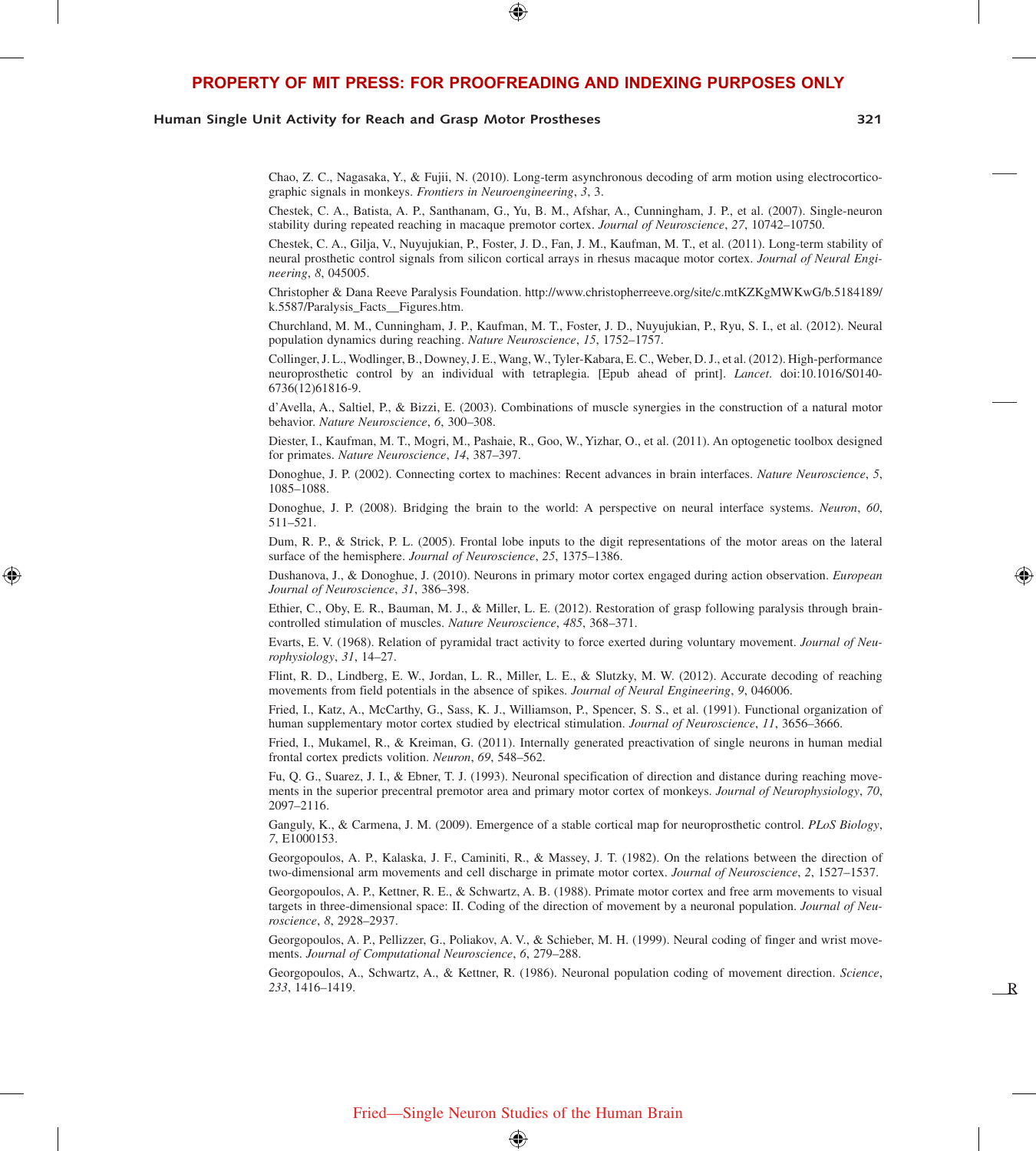Chao, Z. C., Nagasaka, Y., & Fujii, N. (2010). Long-term asynchronous decoding of arm motion using electrocorticographic signals in monkeys. *Frontiers in Neuroengineering*, *3*, 3.

Chestek, C. A., Batista, A. P., Santhanam, G., Yu, B. M., Afshar, A., Cunningham, J. P., et al. (2007). Single-neuron stability during repeated reaching in macaque premotor cortex. *Journal of Neuroscience*, *27*, 10742–10750.

Chestek, C. A., Gilja, V., Nuyujukian, P., Foster, J. D., Fan, J. M., Kaufman, M. T., et al. (2011). Long-term stability of neural prosthetic control signals from silicon cortical arrays in rhesus macaque motor cortex. *Journal of Neural Engineering*, *8*, 045005.

Christopher & Dana Reeve Paralysis Foundation. http://www.christopherreeve.org/site/c.mtKZKgMWKwG/b.5184189/k.5587/Paralysis_Facts__Figures.htm.

Churchland, M. M., Cunningham, J. P., Kaufman, M. T., Foster, J. D., Nuyujukian, P., Ryu, S. I., et al. (2012). Neural population dynamics during reaching. *Nature Neuroscience*, *15*, 1752–1757.

Collinger, J. L., Wodlinger, B., Downey, J. E., Wang, W., Tyler-Kabara, E. C., Weber, D. J., et al. (2012). High-performance neuroprosthetic control by an individual with tetraplegia. [Epub ahead of print]. *Lancet*. doi:10.1016/S0140-6736(12)61816-9.

d'Avella, A., Saltiel, P., & Bizzi, E. (2003). Combinations of muscle synergies in the construction of a natural motor behavior. *Nature Neuroscience*, *6*, 300–308.

Diester, I., Kaufman, M. T., Mogri, M., Pashaie, R., Goo, W., Yizhar, O., et al. (2011). An optogenetic toolbox designed for primates. *Nature Neuroscience*, *14*, 387–397.

Donoghue, J. P. (2002). Connecting cortex to machines: Recent advances in brain interfaces. *Nature Neuroscience*, *5*, 1085–1088.

Donoghue, J. P. (2008). Bridging the brain to the world: A perspective on neural interface systems. *Neuron*, *60*, 511–521.

Dum, R. P., & Strick, P. L. (2005). Frontal lobe inputs to the digit representations of the motor areas on the lateral surface of the hemisphere. *Journal of Neuroscience*, *25*, 1375–1386.

Dushanova, J., & Donoghue, J. (2010). Neurons in primary motor cortex engaged during action observation. *European Journal of Neuroscience*, *31*, 386–398.

Ethier, C., Oby, E. R., Bauman, M. J., & Miller, L. E. (2012). Restoration of grasp following paralysis through brain-controlled stimulation of muscles. *Nature Neuroscience*, *485*, 368–371.

Evarts, E. V. (1968). Relation of pyramidal tract activity to force exerted during voluntary movement. *Journal of Neurophysiology*, *31*, 14–27.

Flint, R. D., Lindberg, E. W., Jordan, L. R., Miller, L. E., & Slutzky, M. W. (2012). Accurate decoding of reaching movements from field potentials in the absence of spikes. *Journal of Neural Engineering*, *9*, 046006.

Fried, I., Katz, A., McCarthy, G., Sass, K. J., Williamson, P., Spencer, S. S., et al. (1991). Functional organization of human supplementary motor cortex studied by electrical stimulation. *Journal of Neuroscience*, *11*, 3656–3666.

Fried, I., Mukamel, R., & Kreiman, G. (2011). Internally generated preactivation of single neurons in human medial frontal cortex predicts volition. *Neuron*, *69*, 548–562.

Fu, Q. G., Suarez, J. I., & Ebner, T. J. (1993). Neuronal specification of direction and distance during reaching movements in the superior precentral premotor area and primary motor cortex of monkeys. *Journal of Neurophysiology*, *70*, 2097–2116.

Ganguly, K., & Carmena, J. M. (2009). Emergence of a stable cortical map for neuroprosthetic control. *PLoS Biology*, *7*, E1000153.

Georgopoulos, A. P., Kalaska, J. F., Caminiti, R., & Massey, J. T. (1982). On the relations between the direction of two-dimensional arm movements and cell discharge in primate motor cortex. *Journal of Neuroscience*, *2*, 1527–1537.

Georgopoulos, A. P., Kettner, R. E., & Schwartz, A. B. (1988). Primate motor cortex and free arm movements to visual targets in three-dimensional space: II. Coding of the direction of movement by a neuronal population. *Journal of Neuroscience*, *8*, 2928–2937.

Georgopoulos, A. P., Pellizzer, G., Poliakov, A. V., & Schieber, M. H. (1999). Neural coding of finger and wrist movements. *Journal of Computational Neuroscience*, *6*, 279–288.

Georgopoulos, A., Schwartz, A., & Kettner, R. (1986). Neuronal population coding of movement direction. *Science*, *233*, 1416–1419.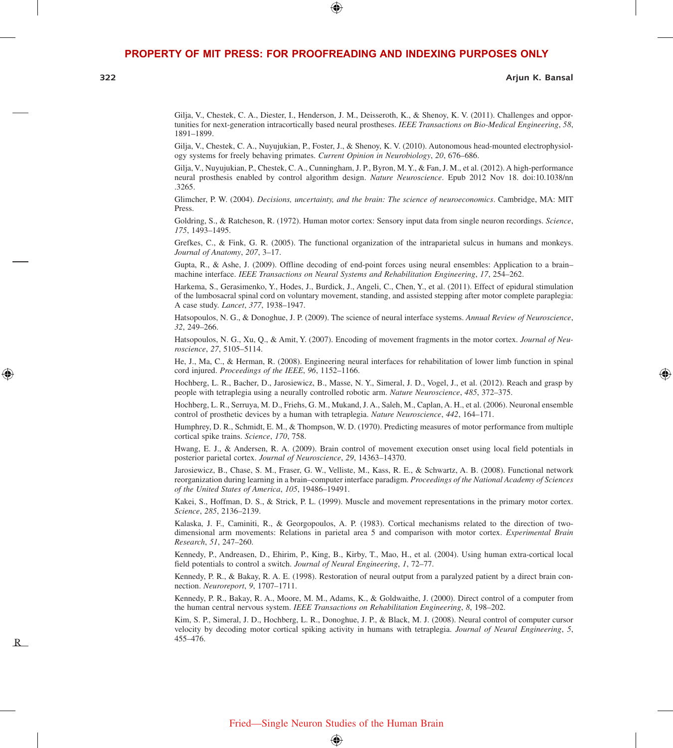Gilja, V., Chestek, C. A., Diester, I., Henderson, J. M., Deisseroth, K., & Shenoy, K. V. (2011). Challenges and opportunities for next-generation intracortically based neural prostheses. *IEEE Transactions on Bio-Medical Engineering*, *58*, 1891–1899.

Gilja, V., Chestek, C. A., Nuyujukian, P., Foster, J., & Shenoy, K. V. (2010). Autonomous head-mounted electrophysiology systems for freely behaving primates. *Current Opinion in Neurobiology*, *20*, 676–686.

Gilja, V., Nuyujukian, P., Chestek, C. A., Cunningham, J. P., Byron, M. Y., & Fan, J. M., et al. (2012). A high-performance neural prosthesis enabled by control algorithm design. *Nature Neuroscience*. Epub 2012 Nov 18. doi:10.1038/nn.3265.

Glimcher, P. W. (2004). *Decisions, uncertainty, and the brain: The science of neuroeconomics*. Cambridge, MA: MIT Press.

Goldring, S., & Ratcheson, R. (1972). Human motor cortex: Sensory input data from single neuron recordings. *Science*, *175*, 1493–1495.

Grefkes, C., & Fink, G. R. (2005). The functional organization of the intraparietal sulcus in humans and monkeys. *Journal of Anatomy*, *207*, 3–17.

Gupta, R., & Ashe, J. (2009). Offline decoding of end-point forces using neural ensembles: Application to a brain–machine interface. *IEEE Transactions on Neural Systems and Rehabilitation Engineering*, *17*, 254–262.

Harkema, S., Gerasimenko, Y., Hodes, J., Burdick, J., Angeli, C., Chen, Y., et al. (2011). Effect of epidural stimulation of the lumbosacral spinal cord on voluntary movement, standing, and assisted stepping after motor complete paraplegia: A case study. *Lancet*, *377*, 1938–1947.

Hatsopoulos, N. G., & Donoghue, J. P. (2009). The science of neural interface systems. *Annual Review of Neuroscience*, *32*, 249–266.

Hatsopoulos, N. G., Xu, Q., & Amit, Y. (2007). Encoding of movement fragments in the motor cortex. *Journal of Neuroscience*, *27*, 5105–5114.

He, J., Ma, C., & Herman, R. (2008). Engineering neural interfaces for rehabilitation of lower limb function in spinal cord injured. *Proceedings of the IEEE*, *96*, 1152–1166.

Hochberg, L. R., Bacher, D., Jarosiewicz, B., Masse, N. Y., Simeral, J. D., Vogel, J., et al. (2012). Reach and grasp by people with tetraplegia using a neurally controlled robotic arm. *Nature Neuroscience*, *485*, 372–375.

Hochberg, L. R., Serruya, M. D., Friehs, G. M., Mukand, J. A., Saleh, M., Caplan, A. H., et al. (2006). Neuronal ensemble control of prosthetic devices by a human with tetraplegia. *Nature Neuroscience*, *442*, 164–171.

Humphrey, D. R., Schmidt, E. M., & Thompson, W. D. (1970). Predicting measures of motor performance from multiple cortical spike trains. *Science*, *170*, 758.

Hwang, E. J., & Andersen, R. A. (2009). Brain control of movement execution onset using local field potentials in posterior parietal cortex. *Journal of Neuroscience*, *29*, 14363–14370.

Jarosiewicz, B., Chase, S. M., Fraser, G. W., Velliste, M., Kass, R. E., & Schwartz, A. B. (2008). Functional network reorganization during learning in a brain–computer interface paradigm. *Proceedings of the National Academy of Sciences of the United States of America*, *105*, 19486–19491.

Kakei, S., Hoffman, D. S., & Strick, P. L. (1999). Muscle and movement representations in the primary motor cortex. *Science*, *285*, 2136–2139.

Kalaska, J. F., Caminiti, R., & Georgopoulos, A. P. (1983). Cortical mechanisms related to the direction of two-dimensional arm movements: Relations in parietal area 5 and comparison with motor cortex. *Experimental Brain Research*, *51*, 247–260.

Kennedy, P., Andreasen, D., Ehirim, P., King, B., Kirby, T., Mao, H., et al. (2004). Using human extra-cortical local field potentials to control a switch. *Journal of Neural Engineering*, *1*, 72–77.

Kennedy, P. R., & Bakay, R. A. E. (1998). Restoration of neural output from a paralyzed patient by a direct brain connection. *Neuroreport*, *9*, 1707–1711.

Kennedy, P. R., Bakay, R. A., Moore, M. M., Adams, K., & Goldwaithe, J. (2000). Direct control of a computer from the human central nervous system. *IEEE Transactions on Rehabilitation Engineering*, *8*, 198–202.

Kim, S. P., Simeral, J. D., Hochberg, L. R., Donoghue, J. P., & Black, M. J. (2008). Neural control of computer cursor velocity by decoding motor cortical spiking activity in humans with tetraplegia. *Journal of Neural Engineering*, *5*, 455–476.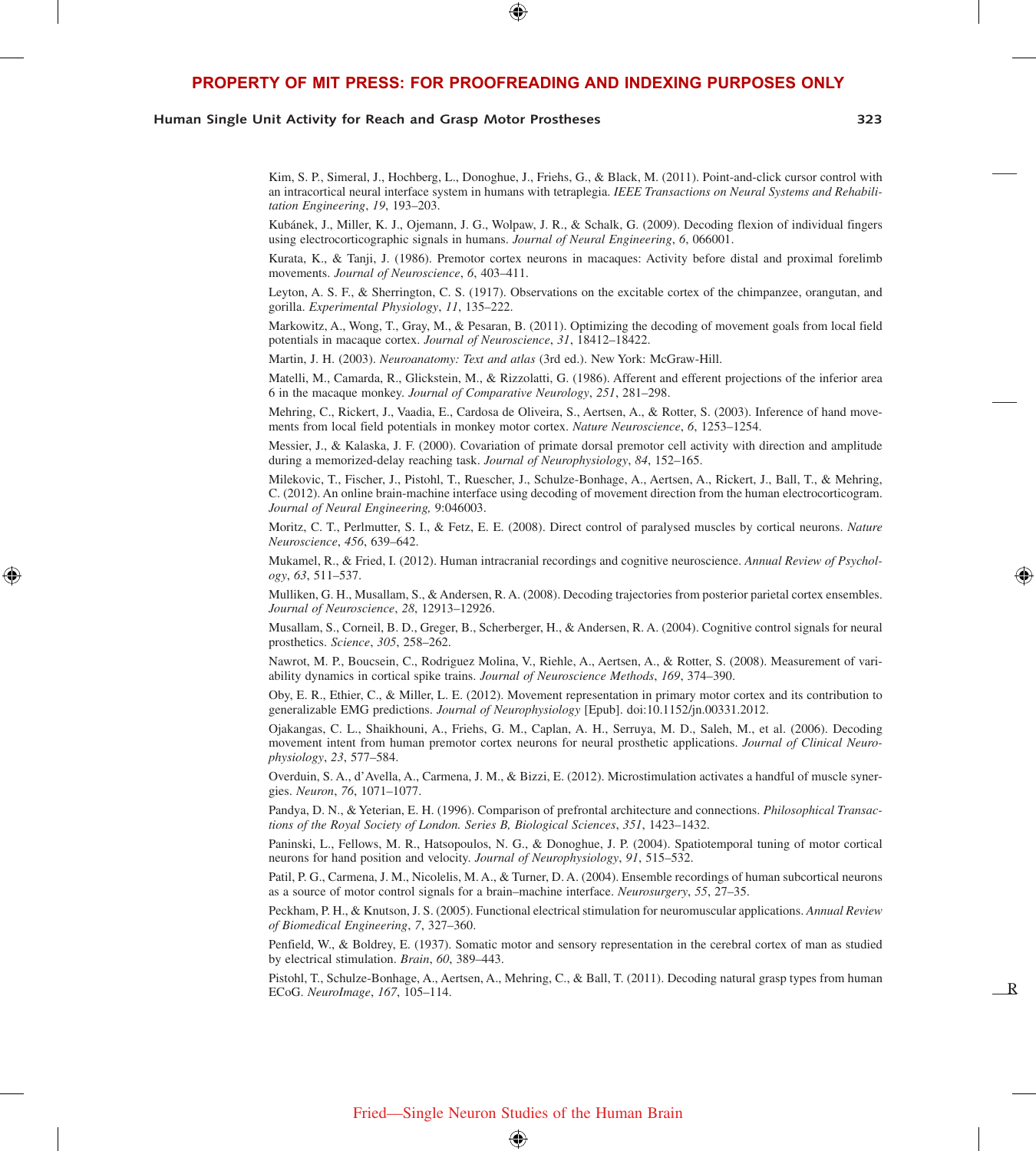Kim, S. P., Simeral, J., Hochberg, L., Donoghue, J., Friehs, G., & Black, M. (2011). Point-and-click cursor control with an intracortical neural interface system in humans with tetraplegia. *IEEE Transactions on Neural Systems and Rehabilitation Engineering*, *19*, 193–203.

Kubánek, J., Miller, K. J., Ojemann, J. G., Wolpaw, J. R., & Schalk, G. (2009). Decoding flexion of individual fingers using electrocorticographic signals in humans. *Journal of Neural Engineering*, *6*, 066001.

Kurata, K., & Tanji, J. (1986). Premotor cortex neurons in macaques: Activity before distal and proximal forelimb movements. *Journal of Neuroscience*, *6*, 403–411.

Leyton, A. S. F., & Sherrington, C. S. (1917). Observations on the excitable cortex of the chimpanzee, orangutan, and gorilla. *Experimental Physiology*, *11*, 135–222.

Markowitz, A., Wong, T., Gray, M., & Pesaran, B. (2011). Optimizing the decoding of movement goals from local field potentials in macaque cortex. *Journal of Neuroscience*, *31*, 18412–18422.

Martin, J. H. (2003). *Neuroanatomy: Text and atlas* (3rd ed.). New York: McGraw-Hill.

Matelli, M., Camarda, R., Glickstein, M., & Rizzolatti, G. (1986). Afferent and efferent projections of the inferior area 6 in the macaque monkey. *Journal of Comparative Neurology*, *251*, 281–298.

Mehring, C., Rickert, J., Vaadia, E., Cardosa de Oliveira, S., Aertsen, A., & Rotter, S. (2003). Inference of hand movements from local field potentials in monkey motor cortex. *Nature Neuroscience*, *6*, 1253–1254.

Messier, J., & Kalaska, J. F. (2000). Covariation of primate dorsal premotor cell activity with direction and amplitude during a memorized-delay reaching task. *Journal of Neurophysiology*, *84*, 152–165.

Milekovic, T., Fischer, J., Pistohl, T., Ruescher, J., Schulze-Bonhage, A., Aertsen, A., Rickert, J., Ball, T., & Mehring, C. (2012). An online brain-machine interface using decoding of movement direction from the human electrocorticogram. *Journal of Neural Engineering,* 9:046003.

Moritz, C. T., Perlmutter, S. I., & Fetz, E. E. (2008). Direct control of paralysed muscles by cortical neurons. *Nature Neuroscience*, *456*, 639–642.

Mukamel, R., & Fried, I. (2012). Human intracranial recordings and cognitive neuroscience. *Annual Review of Psychology*, *63*, 511–537.

Mulliken, G. H., Musallam, S., & Andersen, R. A. (2008). Decoding trajectories from posterior parietal cortex ensembles. *Journal of Neuroscience*, *28*, 12913–12926.

Musallam, S., Corneil, B. D., Greger, B., Scherberger, H., & Andersen, R. A. (2004). Cognitive control signals for neural prosthetics. *Science*, *305*, 258–262.

Nawrot, M. P., Boucsein, C., Rodriguez Molina, V., Riehle, A., Aertsen, A., & Rotter, S. (2008). Measurement of variability dynamics in cortical spike trains. *Journal of Neuroscience Methods*, *169*, 374–390.

Oby, E. R., Ethier, C., & Miller, L. E. (2012). Movement representation in primary motor cortex and its contribution to generalizable EMG predictions. *Journal of Neurophysiology* [Epub]. doi:10.1152/jn.00331.2012.

Ojakangas, C. L., Shaikhouni, A., Friehs, G. M., Caplan, A. H., Serruya, M. D., Saleh, M., et al. (2006). Decoding movement intent from human premotor cortex neurons for neural prosthetic applications. *Journal of Clinical Neurophysiology*, *23*, 577–584.

Overduin, S. A., d'Avella, A., Carmena, J. M., & Bizzi, E. (2012). Microstimulation activates a handful of muscle synergies. *Neuron*, *76*, 1071–1077.

Pandya, D. N., & Yeterian, E. H. (1996). Comparison of prefrontal architecture and connections. *Philosophical Transactions of the Royal Society of London. Series B, Biological Sciences*, *351*, 1423–1432.

Paninski, L., Fellows, M. R., Hatsopoulos, N. G., & Donoghue, J. P. (2004). Spatiotemporal tuning of motor cortical neurons for hand position and velocity. *Journal of Neurophysiology*, *91*, 515–532.

Patil, P. G., Carmena, J. M., Nicolelis, M. A., & Turner, D. A. (2004). Ensemble recordings of human subcortical neurons as a source of motor control signals for a brain–machine interface. *Neurosurgery*, *55*, 27–35.

Peckham, P. H., & Knutson, J. S. (2005). Functional electrical stimulation for neuromuscular applications. *Annual Review of Biomedical Engineering*, *7*, 327–360.

Penfield, W., & Boldrey, E. (1937). Somatic motor and sensory representation in the cerebral cortex of man as studied by electrical stimulation. *Brain*, *60*, 389–443.

Pistohl, T., Schulze-Bonhage, A., Aertsen, A., Mehring, C., & Ball, T. (2011). Decoding natural grasp types from human ECoG. *NeuroImage*, *167*, 105–114.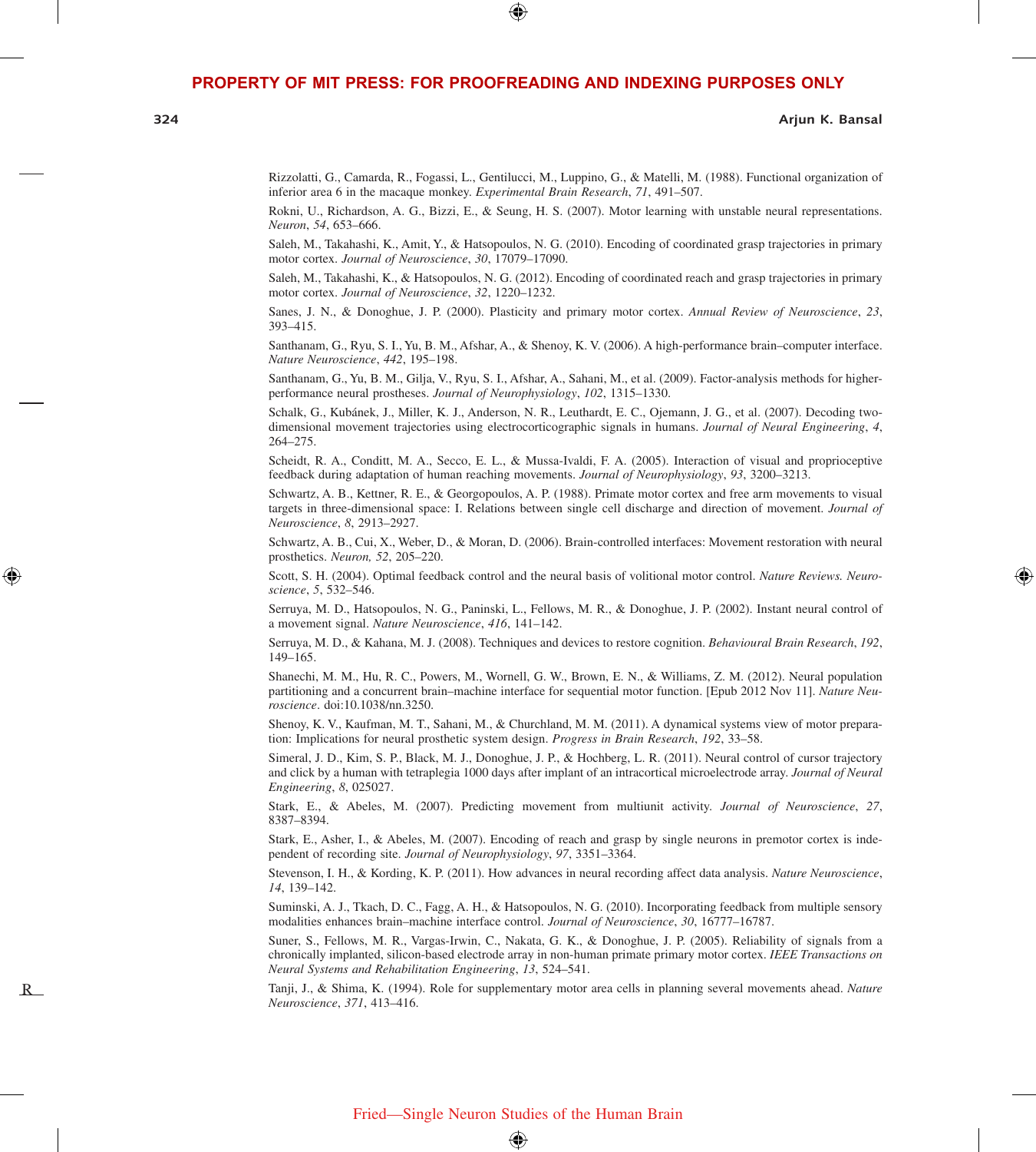Rizzolatti, G., Camarda, R., Fogassi, L., Gentilucci, M., Luppino, G., & Matelli, M. (1988). Functional organization of inferior area 6 in the macaque monkey. *Experimental Brain Research*, *71*, 491–507.

Rokni, U., Richardson, A. G., Bizzi, E., & Seung, H. S. (2007). Motor learning with unstable neural representations. *Neuron*, *54*, 653–666.

Saleh, M., Takahashi, K., Amit, Y., & Hatsopoulos, N. G. (2010). Encoding of coordinated grasp trajectories in primary motor cortex. *Journal of Neuroscience*, *30*, 17079–17090.

Saleh, M., Takahashi, K., & Hatsopoulos, N. G. (2012). Encoding of coordinated reach and grasp trajectories in primary motor cortex. *Journal of Neuroscience*, *32*, 1220–1232.

Sanes, J. N., & Donoghue, J. P. (2000). Plasticity and primary motor cortex. *Annual Review of Neuroscience*, *23*, 393–415.

Santhanam, G., Ryu, S. I., Yu, B. M., Afshar, A., & Shenoy, K. V. (2006). A high-performance brain–computer interface. *Nature Neuroscience*, *442*, 195–198.

Santhanam, G., Yu, B. M., Gilja, V., Ryu, S. I., Afshar, A., Sahani, M., et al. (2009). Factor-analysis methods for higher-performance neural prostheses. *Journal of Neurophysiology*, *102*, 1315–1330.

Schalk, G., Kubánek, J., Miller, K. J., Anderson, N. R., Leuthardt, E. C., Ojemann, J. G., et al. (2007). Decoding two-dimensional movement trajectories using electrocorticographic signals in humans. *Journal of Neural Engineering*, *4*, 264–275.

Scheidt, R. A., Conditt, M. A., Secco, E. L., & Mussa-Ivaldi, F. A. (2005). Interaction of visual and proprioceptive feedback during adaptation of human reaching movements. *Journal of Neurophysiology*, *93*, 3200–3213.

Schwartz, A. B., Kettner, R. E., & Georgopoulos, A. P. (1988). Primate motor cortex and free arm movements to visual targets in three-dimensional space: I. Relations between single cell discharge and direction of movement. *Journal of Neuroscience*, *8*, 2913–2927.

Schwartz, A. B., Cui, X., Weber, D., & Moran, D. (2006). Brain-controlled interfaces: Movement restoration with neural prosthetics. *Neuron, 52*, 205–220.

Scott, S. H. (2004). Optimal feedback control and the neural basis of volitional motor control. *Nature Reviews. Neuroscience*, *5*, 532–546.

Serruya, M. D., Hatsopoulos, N. G., Paninski, L., Fellows, M. R., & Donoghue, J. P. (2002). Instant neural control of a movement signal. *Nature Neuroscience*, *416*, 141–142.

Serruya, M. D., & Kahana, M. J. (2008). Techniques and devices to restore cognition. *Behavioural Brain Research*, *192*, 149–165.

Shanechi, M. M., Hu, R. C., Powers, M., Wornell, G. W., Brown, E. N., & Williams, Z. M. (2012). Neural population partitioning and a concurrent brain–machine interface for sequential motor function. [Epub 2012 Nov 11]. *Nature Neuroscience*. doi:10.1038/nn.3250.

Shenoy, K. V., Kaufman, M. T., Sahani, M., & Churchland, M. M. (2011). A dynamical systems view of motor preparation: Implications for neural prosthetic system design. *Progress in Brain Research*, *192*, 33–58.

Simeral, J. D., Kim, S. P., Black, M. J., Donoghue, J. P., & Hochberg, L. R. (2011). Neural control of cursor trajectory and click by a human with tetraplegia 1000 days after implant of an intracortical microelectrode array. *Journal of Neural Engineering*, *8*, 025027.

Stark, E., & Abeles, M. (2007). Predicting movement from multiunit activity. *Journal of Neuroscience*, *27*, 8387–8394.

Stark, E., Asher, I., & Abeles, M. (2007). Encoding of reach and grasp by single neurons in premotor cortex is independent of recording site. *Journal of Neurophysiology*, *97*, 3351–3364.

Stevenson, I. H., & Kording, K. P. (2011). How advances in neural recording affect data analysis. *Nature Neuroscience*, *14*, 139–142.

Suminski, A. J., Tkach, D. C., Fagg, A. H., & Hatsopoulos, N. G. (2010). Incorporating feedback from multiple sensory modalities enhances brain–machine interface control. *Journal of Neuroscience*, *30*, 16777–16787.

Suner, S., Fellows, M. R., Vargas-Irwin, C., Nakata, G. K., & Donoghue, J. P. (2005). Reliability of signals from a chronically implanted, silicon-based electrode array in non-human primate primary motor cortex. *IEEE Transactions on Neural Systems and Rehabilitation Engineering*, *13*, 524–541.

Tanji, J., & Shima, K. (1994). Role for supplementary motor area cells in planning several movements ahead. *Nature Neuroscience*, *371*, 413–416.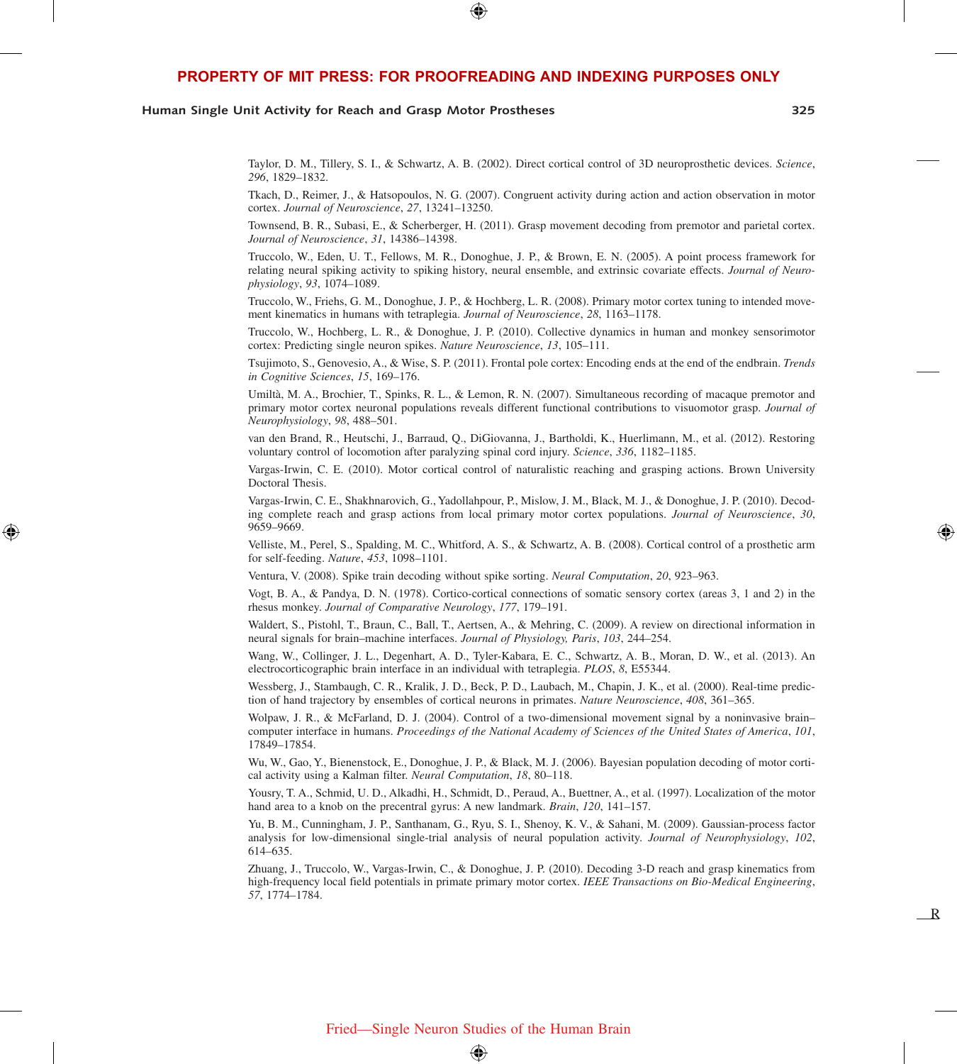Taylor, D. M., Tillery, S. I., & Schwartz, A. B. (2002). Direct cortical control of 3D neuroprosthetic devices. *Science*, *296*, 1829–1832.

Tkach, D., Reimer, J., & Hatsopoulos, N. G. (2007). Congruent activity during action and action observation in motor cortex. *Journal of Neuroscience*, *27*, 13241–13250.

Townsend, B. R., Subasi, E., & Scherberger, H. (2011). Grasp movement decoding from premotor and parietal cortex. *Journal of Neuroscience*, *31*, 14386–14398.

Truccolo, W., Eden, U. T., Fellows, M. R., Donoghue, J. P., & Brown, E. N. (2005). A point process framework for relating neural spiking activity to spiking history, neural ensemble, and extrinsic covariate effects. *Journal of Neurophysiology*, *93*, 1074–1089.

Truccolo, W., Friehs, G. M., Donoghue, J. P., & Hochberg, L. R. (2008). Primary motor cortex tuning to intended movement kinematics in humans with tetraplegia. *Journal of Neuroscience*, *28*, 1163–1178.

Truccolo, W., Hochberg, L. R., & Donoghue, J. P. (2010). Collective dynamics in human and monkey sensorimotor cortex: Predicting single neuron spikes. *Nature Neuroscience*, *13*, 105–111.

Tsujimoto, S., Genovesio, A., & Wise, S. P. (2011). Frontal pole cortex: Encoding ends at the end of the endbrain. *Trends in Cognitive Sciences*, *15*, 169–176.

Umiltà, M. A., Brochier, T., Spinks, R. L., & Lemon, R. N. (2007). Simultaneous recording of macaque premotor and primary motor cortex neuronal populations reveals different functional contributions to visuomotor grasp. *Journal of Neurophysiology*, *98*, 488–501.

van den Brand, R., Heutschi, J., Barraud, Q., DiGiovanna, J., Bartholdi, K., Huerlimann, M., et al. (2012). Restoring voluntary control of locomotion after paralyzing spinal cord injury. *Science*, *336*, 1182–1185.

Vargas-Irwin, C. E. (2010). Motor cortical control of naturalistic reaching and grasping actions. Brown University Doctoral Thesis.

Vargas-Irwin, C. E., Shakhnarovich, G., Yadollahpour, P., Mislow, J. M., Black, M. J., & Donoghue, J. P. (2010). Decoding complete reach and grasp actions from local primary motor cortex populations. *Journal of Neuroscience*, *30*, 9659–9669.

Velliste, M., Perel, S., Spalding, M. C., Whitford, A. S., & Schwartz, A. B. (2008). Cortical control of a prosthetic arm for self-feeding. *Nature*, *453*, 1098–1101.

Ventura, V. (2008). Spike train decoding without spike sorting. *Neural Computation*, *20*, 923–963.

Vogt, B. A., & Pandya, D. N. (1978). Cortico-cortical connections of somatic sensory cortex (areas 3, 1 and 2) in the rhesus monkey. *Journal of Comparative Neurology*, *177*, 179–191.

Waldert, S., Pistohl, T., Braun, C., Ball, T., Aertsen, A., & Mehring, C. (2009). A review on directional information in neural signals for brain–machine interfaces. *Journal of Physiology, Paris*, *103*, 244–254.

Wang, W., Collinger, J. L., Degenhart, A. D., Tyler-Kabara, E. C., Schwartz, A. B., Moran, D. W., et al. (2013). An electrocorticographic brain interface in an individual with tetraplegia. *PLOS*, *8*, E55344.

Wessberg, J., Stambaugh, C. R., Kralik, J. D., Beck, P. D., Laubach, M., Chapin, J. K., et al. (2000). Real-time prediction of hand trajectory by ensembles of cortical neurons in primates. *Nature Neuroscience*, *408*, 361–365.

Wolpaw, J. R., & McFarland, D. J. (2004). Control of a two-dimensional movement signal by a noninvasive brain–computer interface in humans. *Proceedings of the National Academy of Sciences of the United States of America*, *101*, 17849–17854.

Wu, W., Gao, Y., Bienenstock, E., Donoghue, J. P., & Black, M. J. (2006). Bayesian population decoding of motor cortical activity using a Kalman filter. *Neural Computation*, *18*, 80–118.

Yousry, T. A., Schmid, U. D., Alkadhi, H., Schmidt, D., Peraud, A., Buettner, A., et al. (1997). Localization of the motor hand area to a knob on the precentral gyrus: A new landmark. *Brain*, *120*, 141–157.

Yu, B. M., Cunningham, J. P., Santhanam, G., Ryu, S. I., Shenoy, K. V., & Sahani, M. (2009). Gaussian-process factor analysis for low-dimensional single-trial analysis of neural population activity. *Journal of Neurophysiology*, *102*, 614–635.

Zhuang, J., Truccolo, W., Vargas-Irwin, C., & Donoghue, J. P. (2010). Decoding 3-D reach and grasp kinematics from high-frequency local field potentials in primate primary motor cortex. *IEEE Transactions on Bio-Medical Engineering*, *57*, 1774–1784.